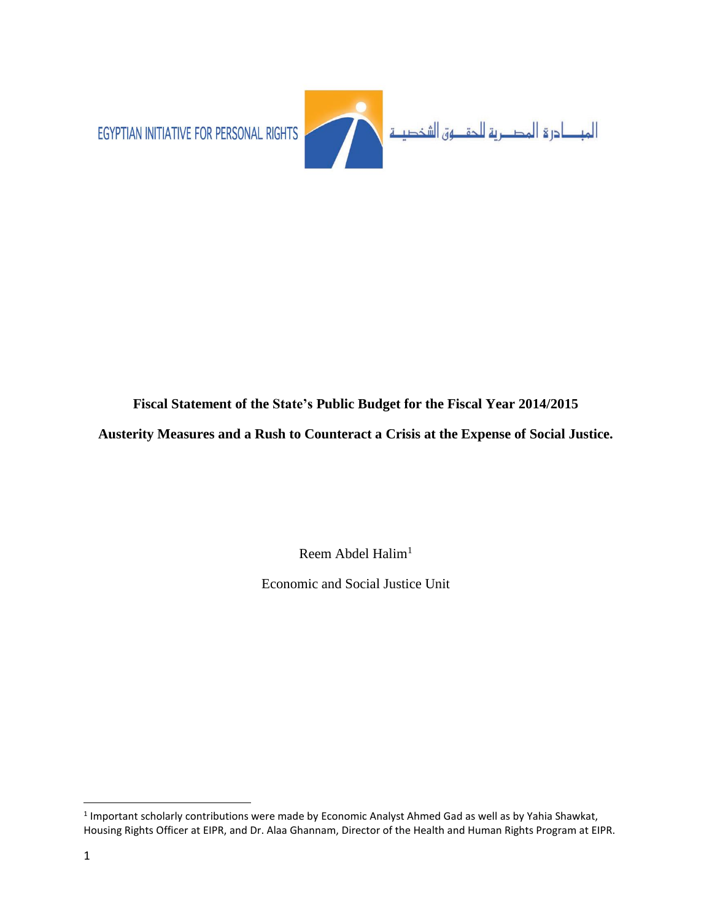EGYPTIAN INITIATIVE FOR PERSONAL RIGHTS

المبادرة المصرية للحقوق الشخصية

**Fiscal Statement of the State's Public Budget for the Fiscal Year 2014/2015**

**Austerity Measures and a Rush to Counteract a Crisis at the Expense of Social Justice.**

Reem Abdel Halim[1]

Economic and Social Justice Unit

---

[1] Important scholarly contributions were made by Economic Analyst Ahmed Gad as well as by Yahia Shawkat, Housing Rights Officer at EIPR, and Dr. Alaa Ghannam, Director of the Health and Human Rights Program at EIPR.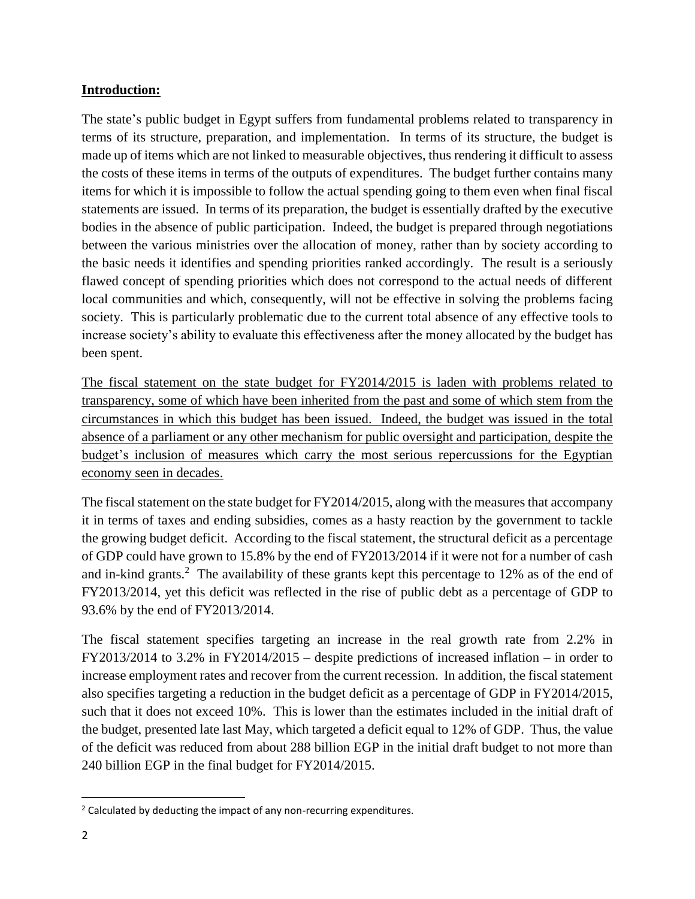## **Introduction:**

The state's public budget in Egypt suffers from fundamental problems related to transparency in terms of its structure, preparation, and implementation. In terms of its structure, the budget is made up of items which are not linked to measurable objectives, thus rendering it difficult to assess the costs of these items in terms of the outputs of expenditures. The budget further contains many items for which it is impossible to follow the actual spending going to them even when final fiscal statements are issued. In terms of its preparation, the budget is essentially drafted by the executive bodies in the absence of public participation. Indeed, the budget is prepared through negotiations between the various ministries over the allocation of money, rather than by society according to the basic needs it identifies and spending priorities ranked accordingly. The result is a seriously flawed concept of spending priorities which does not correspond to the actual needs of different local communities and which, consequently, will not be effective in solving the problems facing society. This is particularly problematic due to the current total absence of any effective tools to increase society's ability to evaluate this effectiveness after the money allocated by the budget has been spent.

The fiscal statement on the state budget for FY2014/2015 is laden with problems related to transparency, some of which have been inherited from the past and some of which stem from the circumstances in which this budget has been issued. Indeed, the budget was issued in the total absence of a parliament or any other mechanism for public oversight and participation, despite the budget's inclusion of measures which carry the most serious repercussions for the Egyptian economy seen in decades.

The fiscal statement on the state budget for FY2014/2015, along with the measures that accompany it in terms of taxes and ending subsidies, comes as a hasty reaction by the government to tackle the growing budget deficit. According to the fiscal statement, the structural deficit as a percentage of GDP could have grown to 15.8% by the end of FY2013/2014 if it were not for a number of cash and in-kind grants.[2] The availability of these grants kept this percentage to 12% as of the end of FY2013/2014, yet this deficit was reflected in the rise of public debt as a percentage of GDP to 93.6% by the end of FY2013/2014.

The fiscal statement specifies targeting an increase in the real growth rate from 2.2% in FY2013/2014 to 3.2% in FY2014/2015 – despite predictions of increased inflation – in order to increase employment rates and recover from the current recession. In addition, the fiscal statement also specifies targeting a reduction in the budget deficit as a percentage of GDP in FY2014/2015, such that it does not exceed 10%. This is lower than the estimates included in the initial draft of the budget, presented late last May, which targeted a deficit equal to 12% of GDP. Thus, the value of the deficit was reduced from about 288 billion EGP in the initial draft budget to not more than 240 billion EGP in the final budget for FY2014/2015.

[2] Calculated by deducting the impact of any non-recurring expenditures.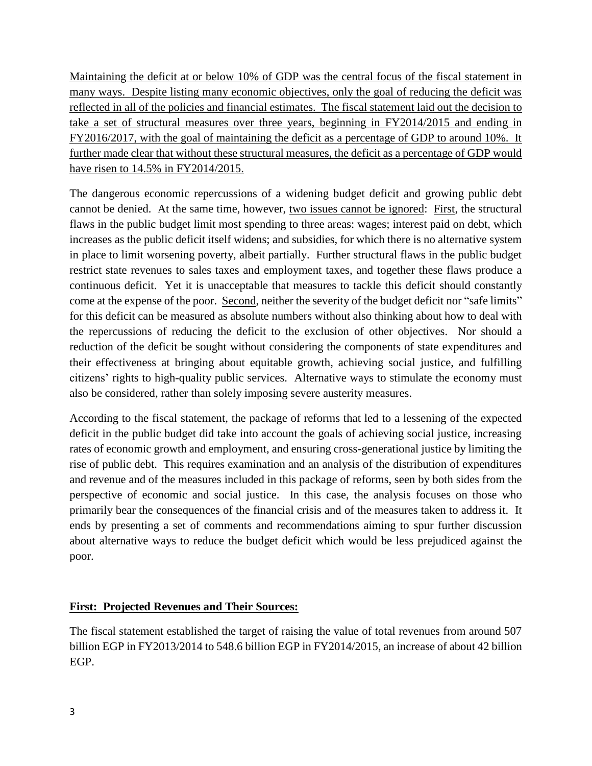Maintaining the deficit at or below 10% of GDP was the central focus of the fiscal statement in many ways. Despite listing many economic objectives, only the goal of reducing the deficit was reflected in all of the policies and financial estimates. The fiscal statement laid out the decision to take a set of structural measures over three years, beginning in FY2014/2015 and ending in FY2016/2017, with the goal of maintaining the deficit as a percentage of GDP to around 10%. It further made clear that without these structural measures, the deficit as a percentage of GDP would have risen to 14.5% in FY2014/2015.

The dangerous economic repercussions of a widening budget deficit and growing public debt cannot be denied. At the same time, however, two issues cannot be ignored: First, the structural flaws in the public budget limit most spending to three areas: wages; interest paid on debt, which increases as the public deficit itself widens; and subsidies, for which there is no alternative system in place to limit worsening poverty, albeit partially. Further structural flaws in the public budget restrict state revenues to sales taxes and employment taxes, and together these flaws produce a continuous deficit. Yet it is unacceptable that measures to tackle this deficit should constantly come at the expense of the poor. Second, neither the severity of the budget deficit nor "safe limits" for this deficit can be measured as absolute numbers without also thinking about how to deal with the repercussions of reducing the deficit to the exclusion of other objectives. Nor should a reduction of the deficit be sought without considering the components of state expenditures and their effectiveness at bringing about equitable growth, achieving social justice, and fulfilling citizens' rights to high-quality public services. Alternative ways to stimulate the economy must also be considered, rather than solely imposing severe austerity measures.

According to the fiscal statement, the package of reforms that led to a lessening of the expected deficit in the public budget did take into account the goals of achieving social justice, increasing rates of economic growth and employment, and ensuring cross-generational justice by limiting the rise of public debt. This requires examination and an analysis of the distribution of expenditures and revenue and of the measures included in this package of reforms, seen by both sides from the perspective of economic and social justice. In this case, the analysis focuses on those who primarily bear the consequences of the financial crisis and of the measures taken to address it. It ends by presenting a set of comments and recommendations aiming to spur further discussion about alternative ways to reduce the budget deficit which would be less prejudiced against the poor.

## First: Projected Revenues and Their Sources:

The fiscal statement established the target of raising the value of total revenues from around 507 billion EGP in FY2013/2014 to 548.6 billion EGP in FY2014/2015, an increase of about 42 billion EGP.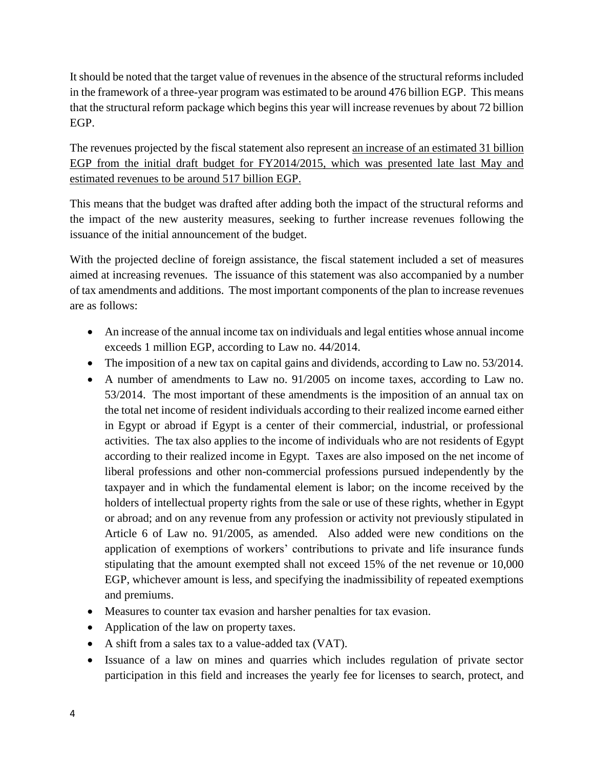It should be noted that the target value of revenues in the absence of the structural reforms included in the framework of a three-year program was estimated to be around 476 billion EGP. This means that the structural reform package which begins this year will increase revenues by about 72 billion EGP.

The revenues projected by the fiscal statement also represent <u>an increase of an estimated 31 billion EGP from the initial draft budget for FY2014/2015, which was presented late last May and estimated revenues to be around 517 billion EGP.</u>

This means that the budget was drafted after adding both the impact of the structural reforms and the impact of the new austerity measures, seeking to further increase revenues following the issuance of the initial announcement of the budget.

With the projected decline of foreign assistance, the fiscal statement included a set of measures aimed at increasing revenues. The issuance of this statement was also accompanied by a number of tax amendments and additions. The most important components of the plan to increase revenues are as follows:

- An increase of the annual income tax on individuals and legal entities whose annual income exceeds 1 million EGP, according to Law no. 44/2014.
- The imposition of a new tax on capital gains and dividends, according to Law no. 53/2014.
- A number of amendments to Law no. 91/2005 on income taxes, according to Law no. 53/2014. The most important of these amendments is the imposition of an annual tax on the total net income of resident individuals according to their realized income earned either in Egypt or abroad if Egypt is a center of their commercial, industrial, or professional activities. The tax also applies to the income of individuals who are not residents of Egypt according to their realized income in Egypt. Taxes are also imposed on the net income of liberal professions and other non-commercial professions pursued independently by the taxpayer and in which the fundamental element is labor; on the income received by the holders of intellectual property rights from the sale or use of these rights, whether in Egypt or abroad; and on any revenue from any profession or activity not previously stipulated in Article 6 of Law no. 91/2005, as amended. Also added were new conditions on the application of exemptions of workers' contributions to private and life insurance funds stipulating that the amount exempted shall not exceed 15% of the net revenue or 10,000 EGP, whichever amount is less, and specifying the inadmissibility of repeated exemptions and premiums.
- Measures to counter tax evasion and harsher penalties for tax evasion.
- Application of the law on property taxes.
- A shift from a sales tax to a value-added tax (VAT).
- Issuance of a law on mines and quarries which includes regulation of private sector participation in this field and increases the yearly fee for licenses to search, protect, and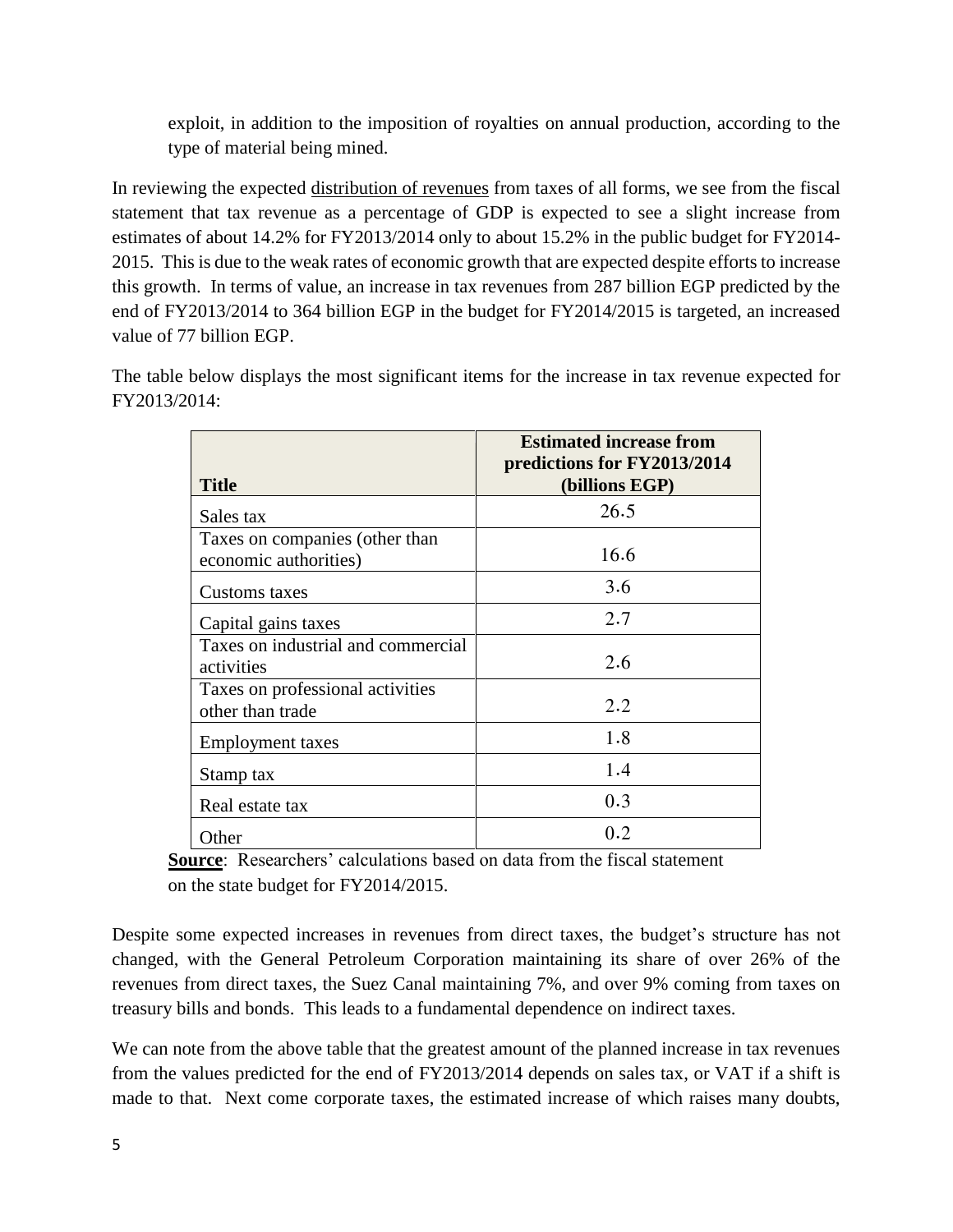exploit, in addition to the imposition of royalties on annual production, according to the type of material being mined.

In reviewing the expected distribution of revenues from taxes of all forms, we see from the fiscal statement that tax revenue as a percentage of GDP is expected to see a slight increase from estimates of about 14.2% for FY2013/2014 only to about 15.2% in the public budget for FY2014-2015. This is due to the weak rates of economic growth that are expected despite efforts to increase this growth. In terms of value, an increase in tax revenues from 287 billion EGP predicted by the end of FY2013/2014 to 364 billion EGP in the budget for FY2014/2015 is targeted, an increased value of 77 billion EGP.

The table below displays the most significant items for the increase in tax revenue expected for FY2013/2014:

| Title | Estimated increase from predictions for FY2013/2014 (billions EGP) |
|---|---|
| Sales tax | 26.5 |
| Taxes on companies (other than economic authorities) | 16.6 |
| Customs taxes | 3.6 |
| Capital gains taxes | 2.7 |
| Taxes on industrial and commercial activities | 2.6 |
| Taxes on professional activities other than trade | 2.2 |
| Employment taxes | 1.8 |
| Stamp tax | 1.4 |
| Real estate tax | 0.3 |
| Other | 0.2 |

**Source**: Researchers' calculations based on data from the fiscal statement on the state budget for FY2014/2015.

Despite some expected increases in revenues from direct taxes, the budget's structure has not changed, with the General Petroleum Corporation maintaining its share of over 26% of the revenues from direct taxes, the Suez Canal maintaining 7%, and over 9% coming from taxes on treasury bills and bonds. This leads to a fundamental dependence on indirect taxes.

We can note from the above table that the greatest amount of the planned increase in tax revenues from the values predicted for the end of FY2013/2014 depends on sales tax, or VAT if a shift is made to that. Next come corporate taxes, the estimated increase of which raises many doubts,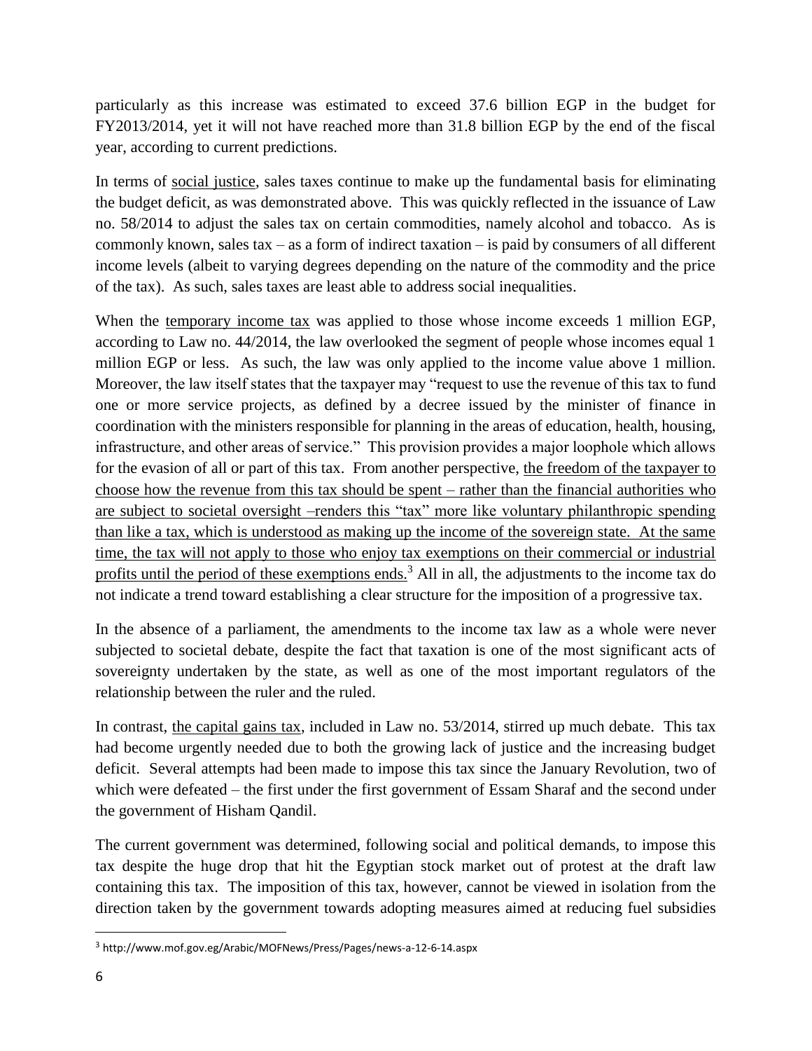particularly as this increase was estimated to exceed 37.6 billion EGP in the budget for FY2013/2014, yet it will not have reached more than 31.8 billion EGP by the end of the fiscal year, according to current predictions.

In terms of <u>social justice</u>, sales taxes continue to make up the fundamental basis for eliminating the budget deficit, as was demonstrated above. This was quickly reflected in the issuance of Law no. 58/2014 to adjust the sales tax on certain commodities, namely alcohol and tobacco. As is commonly known, sales tax – as a form of indirect taxation – is paid by consumers of all different income levels (albeit to varying degrees depending on the nature of the commodity and the price of the tax). As such, sales taxes are least able to address social inequalities.

When the <u>temporary income tax</u> was applied to those whose income exceeds 1 million EGP, according to Law no. 44/2014, the law overlooked the segment of people whose incomes equal 1 million EGP or less. As such, the law was only applied to the income value above 1 million. Moreover, the law itself states that the taxpayer may "request to use the revenue of this tax to fund one or more service projects, as defined by a decree issued by the minister of finance in coordination with the ministers responsible for planning in the areas of education, health, housing, infrastructure, and other areas of service." This provision provides a major loophole which allows for the evasion of all or part of this tax. From another perspective, <u>the freedom of the taxpayer to choose how the revenue from this tax should be spent – rather than the financial authorities who are subject to societal oversight –renders this "tax" more like voluntary philanthropic spending than like a tax, which is understood as making up the income of the sovereign state. At the same time, the tax will not apply to those who enjoy tax exemptions on their commercial or industrial profits until the period of these exemptions ends.</u>[3] All in all, the adjustments to the income tax do not indicate a trend toward establishing a clear structure for the imposition of a progressive tax.

In the absence of a parliament, the amendments to the income tax law as a whole were never subjected to societal debate, despite the fact that taxation is one of the most significant acts of sovereignty undertaken by the state, as well as one of the most important regulators of the relationship between the ruler and the ruled.

In contrast, <u>the capital gains tax</u>, included in Law no. 53/2014, stirred up much debate. This tax had become urgently needed due to both the growing lack of justice and the increasing budget deficit. Several attempts had been made to impose this tax since the January Revolution, two of which were defeated – the first under the first government of Essam Sharaf and the second under the government of Hisham Qandil.

The current government was determined, following social and political demands, to impose this tax despite the huge drop that hit the Egyptian stock market out of protest at the draft law containing this tax. The imposition of this tax, however, cannot be viewed in isolation from the direction taken by the government towards adopting measures aimed at reducing fuel subsidies

[3] http://www.mof.gov.eg/Arabic/MOFNews/Press/Pages/news-a-12-6-14.aspx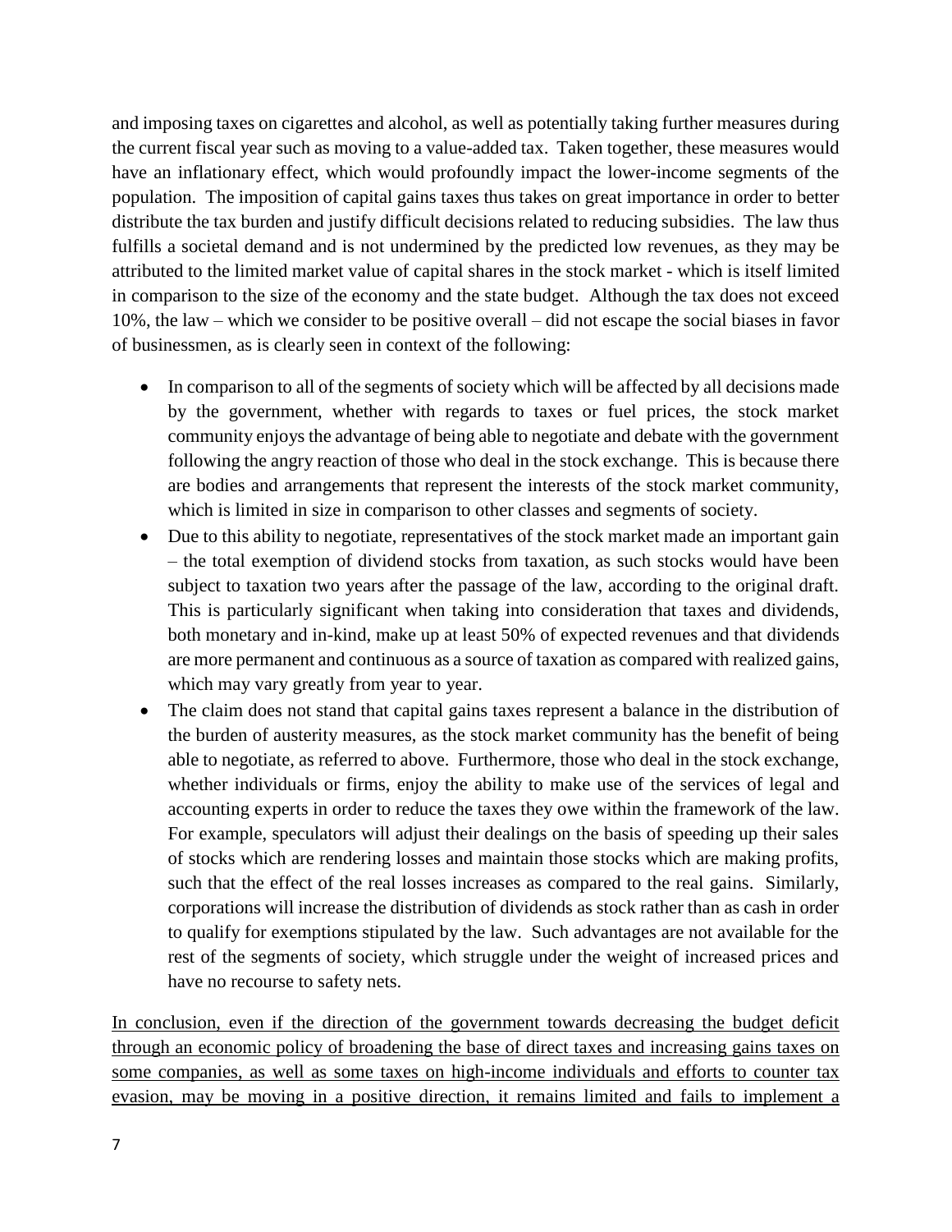and imposing taxes on cigarettes and alcohol, as well as potentially taking further measures during the current fiscal year such as moving to a value-added tax. Taken together, these measures would have an inflationary effect, which would profoundly impact the lower-income segments of the population. The imposition of capital gains taxes thus takes on great importance in order to better distribute the tax burden and justify difficult decisions related to reducing subsidies. The law thus fulfills a societal demand and is not undermined by the predicted low revenues, as they may be attributed to the limited market value of capital shares in the stock market - which is itself limited in comparison to the size of the economy and the state budget. Although the tax does not exceed 10%, the law – which we consider to be positive overall – did not escape the social biases in favor of businessmen, as is clearly seen in context of the following:

- In comparison to all of the segments of society which will be affected by all decisions made by the government, whether with regards to taxes or fuel prices, the stock market community enjoys the advantage of being able to negotiate and debate with the government following the angry reaction of those who deal in the stock exchange. This is because there are bodies and arrangements that represent the interests of the stock market community, which is limited in size in comparison to other classes and segments of society.
- Due to this ability to negotiate, representatives of the stock market made an important gain – the total exemption of dividend stocks from taxation, as such stocks would have been subject to taxation two years after the passage of the law, according to the original draft. This is particularly significant when taking into consideration that taxes and dividends, both monetary and in-kind, make up at least 50% of expected revenues and that dividends are more permanent and continuous as a source of taxation as compared with realized gains, which may vary greatly from year to year.
- The claim does not stand that capital gains taxes represent a balance in the distribution of the burden of austerity measures, as the stock market community has the benefit of being able to negotiate, as referred to above. Furthermore, those who deal in the stock exchange, whether individuals or firms, enjoy the ability to make use of the services of legal and accounting experts in order to reduce the taxes they owe within the framework of the law. For example, speculators will adjust their dealings on the basis of speeding up their sales of stocks which are rendering losses and maintain those stocks which are making profits, such that the effect of the real losses increases as compared to the real gains. Similarly, corporations will increase the distribution of dividends as stock rather than as cash in order to qualify for exemptions stipulated by the law. Such advantages are not available for the rest of the segments of society, which struggle under the weight of increased prices and have no recourse to safety nets.

<u>In conclusion, even if the direction of the government towards decreasing the budget deficit through an economic policy of broadening the base of direct taxes and increasing gains taxes on some companies, as well as some taxes on high-income individuals and efforts to counter tax evasion, may be moving in a positive direction, it remains limited and fails to implement a</u>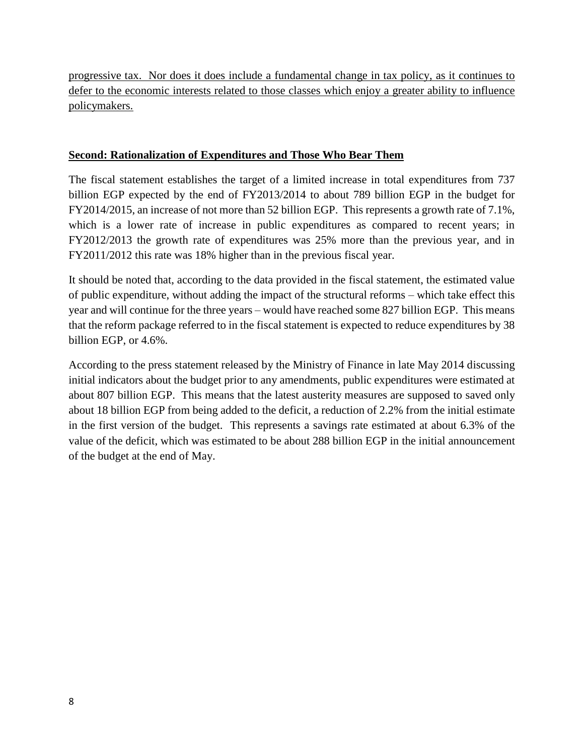<u>progressive tax. Nor does it does include a fundamental change in tax policy, as it continues to defer to the economic interests related to those classes which enjoy a greater ability to influence policymakers.</u>

## <u>**Second: Rationalization of Expenditures and Those Who Bear Them**</u>

The fiscal statement establishes the target of a limited increase in total expenditures from 737 billion EGP expected by the end of FY2013/2014 to about 789 billion EGP in the budget for FY2014/2015, an increase of not more than 52 billion EGP. This represents a growth rate of 7.1%, which is a lower rate of increase in public expenditures as compared to recent years; in FY2012/2013 the growth rate of expenditures was 25% more than the previous year, and in FY2011/2012 this rate was 18% higher than in the previous fiscal year.

It should be noted that, according to the data provided in the fiscal statement, the estimated value of public expenditure, without adding the impact of the structural reforms – which take effect this year and will continue for the three years – would have reached some 827 billion EGP. This means that the reform package referred to in the fiscal statement is expected to reduce expenditures by 38 billion EGP, or 4.6%.

According to the press statement released by the Ministry of Finance in late May 2014 discussing initial indicators about the budget prior to any amendments, public expenditures were estimated at about 807 billion EGP. This means that the latest austerity measures are supposed to saved only about 18 billion EGP from being added to the deficit, a reduction of 2.2% from the initial estimate in the first version of the budget. This represents a savings rate estimated at about 6.3% of the value of the deficit, which was estimated to be about 288 billion EGP in the initial announcement of the budget at the end of May.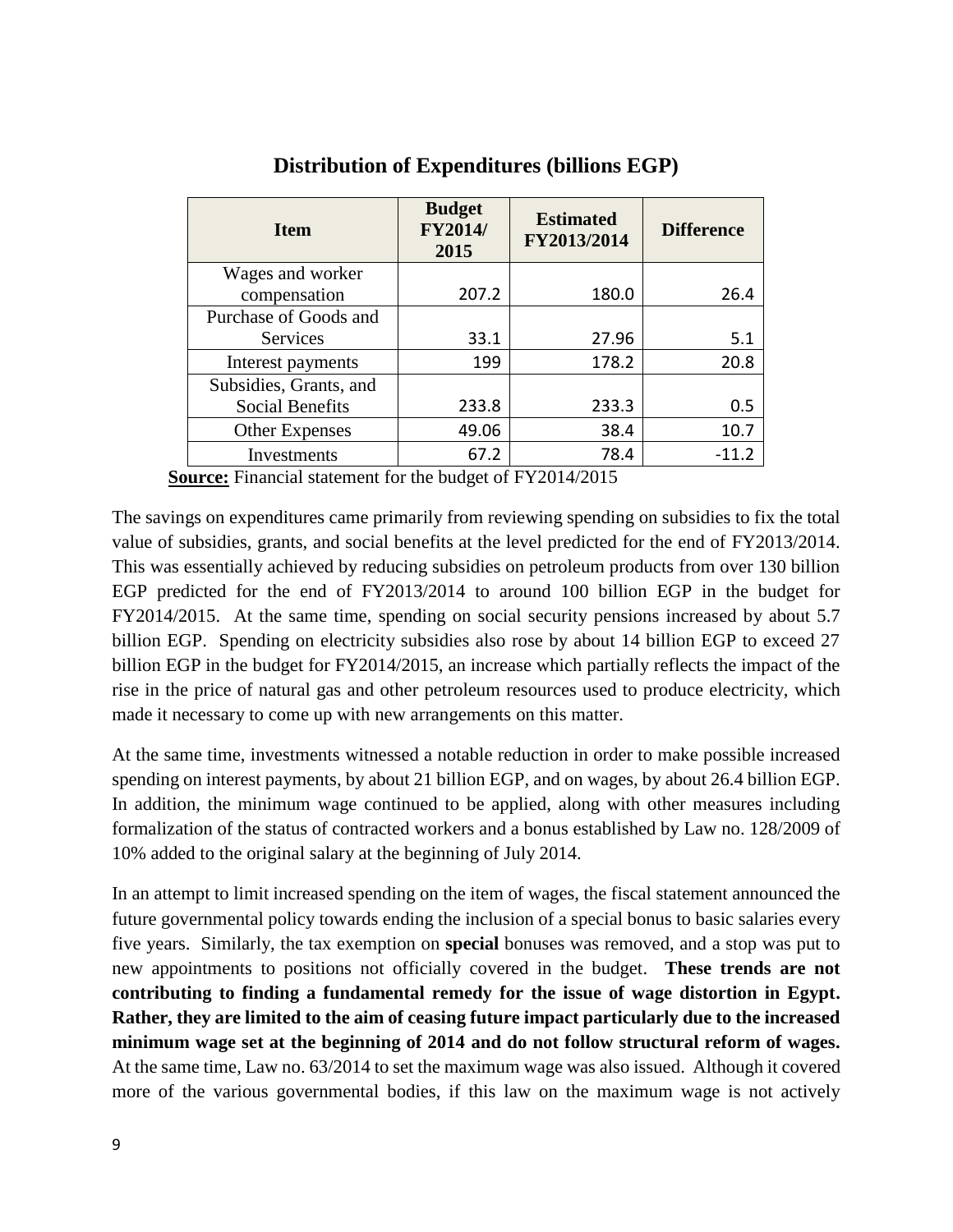### Distribution of Expenditures (billions EGP)

| Item | Budget FY2014/ 2015 | Estimated FY2013/2014 | Difference |
|---|---|---|---|
| Wages and worker compensation | 207.2 | 180.0 | 26.4 |
| Purchase of Goods and Services | 33.1 | 27.96 | 5.1 |
| Interest payments | 199 | 178.2 | 20.8 |
| Subsidies, Grants, and Social Benefits | 233.8 | 233.3 | 0.5 |
| Other Expenses | 49.06 | 38.4 | 10.7 |
| Investments | 67.2 | 78.4 | -11.2 |

**Source:** Financial statement for the budget of FY2014/2015

The savings on expenditures came primarily from reviewing spending on subsidies to fix the total value of subsidies, grants, and social benefits at the level predicted for the end of FY2013/2014. This was essentially achieved by reducing subsidies on petroleum products from over 130 billion EGP predicted for the end of FY2013/2014 to around 100 billion EGP in the budget for FY2014/2015. At the same time, spending on social security pensions increased by about 5.7 billion EGP. Spending on electricity subsidies also rose by about 14 billion EGP to exceed 27 billion EGP in the budget for FY2014/2015, an increase which partially reflects the impact of the rise in the price of natural gas and other petroleum resources used to produce electricity, which made it necessary to come up with new arrangements on this matter.

At the same time, investments witnessed a notable reduction in order to make possible increased spending on interest payments, by about 21 billion EGP, and on wages, by about 26.4 billion EGP. In addition, the minimum wage continued to be applied, along with other measures including formalization of the status of contracted workers and a bonus established by Law no. 128/2009 of 10% added to the original salary at the beginning of July 2014.

In an attempt to limit increased spending on the item of wages, the fiscal statement announced the future governmental policy towards ending the inclusion of a special bonus to basic salaries every five years. Similarly, the tax exemption on **special** bonuses was removed, and a stop was put to new appointments to positions not officially covered in the budget. **These trends are not contributing to finding a fundamental remedy for the issue of wage distortion in Egypt. Rather, they are limited to the aim of ceasing future impact particularly due to the increased minimum wage set at the beginning of 2014 and do not follow structural reform of wages.** At the same time, Law no. 63/2014 to set the maximum wage was also issued. Although it covered more of the various governmental bodies, if this law on the maximum wage is not actively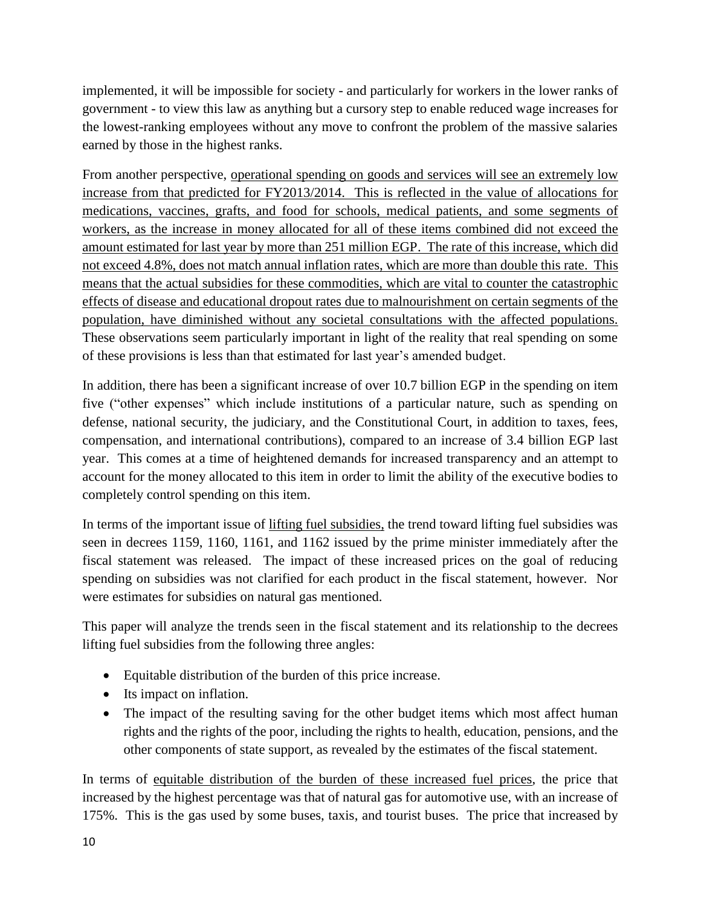implemented, it will be impossible for society - and particularly for workers in the lower ranks of government - to view this law as anything but a cursory step to enable reduced wage increases for the lowest-ranking employees without any move to confront the problem of the massive salaries earned by those in the highest ranks.

From another perspective, <u>operational spending on goods and services will see an extremely low increase from that predicted for FY2013/2014. This is reflected in the value of allocations for medications, vaccines, grafts, and food for schools, medical patients, and some segments of workers, as the increase in money allocated for all of these items combined did not exceed the amount estimated for last year by more than 251 million EGP. The rate of this increase, which did not exceed 4.8%, does not match annual inflation rates, which are more than double this rate. This means that the actual subsidies for these commodities, which are vital to counter the catastrophic effects of disease and educational dropout rates due to malnourishment on certain segments of the population, have diminished without any societal consultations with the affected populations.</u> These observations seem particularly important in light of the reality that real spending on some of these provisions is less than that estimated for last year's amended budget.

In addition, there has been a significant increase of over 10.7 billion EGP in the spending on item five ("other expenses" which include institutions of a particular nature, such as spending on defense, national security, the judiciary, and the Constitutional Court, in addition to taxes, fees, compensation, and international contributions), compared to an increase of 3.4 billion EGP last year. This comes at a time of heightened demands for increased transparency and an attempt to account for the money allocated to this item in order to limit the ability of the executive bodies to completely control spending on this item.

In terms of the important issue of <u>lifting fuel subsidies,</u> the trend toward lifting fuel subsidies was seen in decrees 1159, 1160, 1161, and 1162 issued by the prime minister immediately after the fiscal statement was released. The impact of these increased prices on the goal of reducing spending on subsidies was not clarified for each product in the fiscal statement, however. Nor were estimates for subsidies on natural gas mentioned.

This paper will analyze the trends seen in the fiscal statement and its relationship to the decrees lifting fuel subsidies from the following three angles:

- Equitable distribution of the burden of this price increase.
- Its impact on inflation.
- The impact of the resulting saving for the other budget items which most affect human rights and the rights of the poor, including the rights to health, education, pensions, and the other components of state support, as revealed by the estimates of the fiscal statement.

In terms of <u>equitable distribution of the burden of these increased fuel prices</u>, the price that increased by the highest percentage was that of natural gas for automotive use, with an increase of 175%. This is the gas used by some buses, taxis, and tourist buses. The price that increased by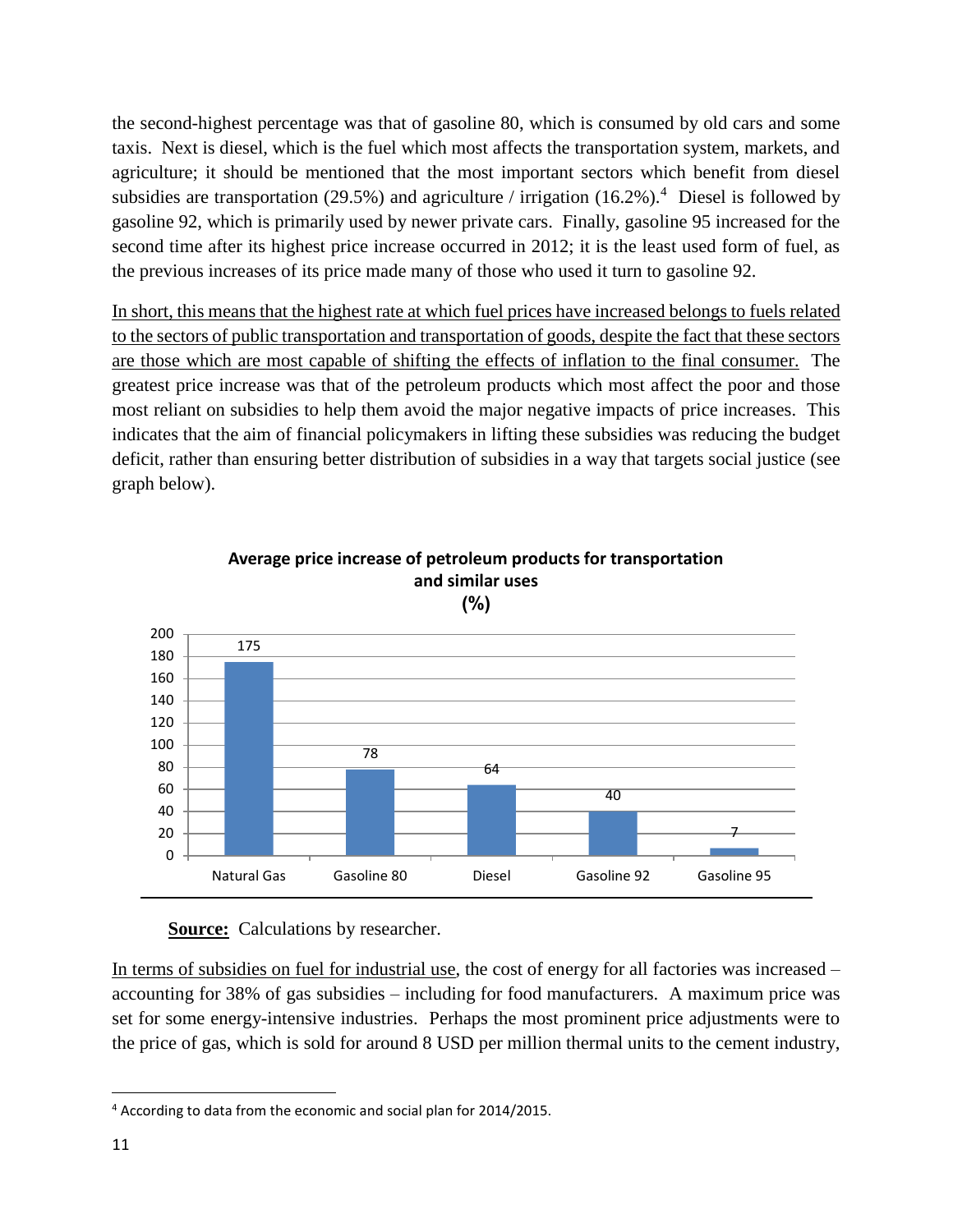the second-highest percentage was that of gasoline 80, which is consumed by old cars and some taxis. Next is diesel, which is the fuel which most affects the transportation system, markets, and agriculture; it should be mentioned that the most important sectors which benefit from diesel subsidies are transportation (29.5%) and agriculture / irrigation (16.2%).[4] Diesel is followed by gasoline 92, which is primarily used by newer private cars. Finally, gasoline 95 increased for the second time after its highest price increase occurred in 2012; it is the least used form of fuel, as the previous increases of its price made many of those who used it turn to gasoline 92.

In short, this means that the highest rate at which fuel prices have increased belongs to fuels related to the sectors of public transportation and transportation of goods, despite the fact that these sectors are those which are most capable of shifting the effects of inflation to the final consumer. The greatest price increase was that of the petroleum products which most affect the poor and those most reliant on subsidies to help them avoid the major negative impacts of price increases. This indicates that the aim of financial policymakers in lifting these subsidies was reducing the budget deficit, rather than ensuring better distribution of subsidies in a way that targets social justice (see graph below).

**Average price increase of petroleum products for transportation and similar uses (%)**

| Product | Increase (%) |
|---|---|
| Natural Gas | 175 |
| Gasoline 80 | 78 |
| Diesel | 64 |
| Gasoline 92 | 40 |
| Gasoline 95 | 7 |

**Source:** Calculations by researcher.

In terms of subsidies on fuel for industrial use, the cost of energy for all factories was increased – accounting for 38% of gas subsidies – including for food manufacturers. A maximum price was set for some energy-intensive industries. Perhaps the most prominent price adjustments were to the price of gas, which is sold for around 8 USD per million thermal units to the cement industry,

[4] According to data from the economic and social plan for 2014/2015.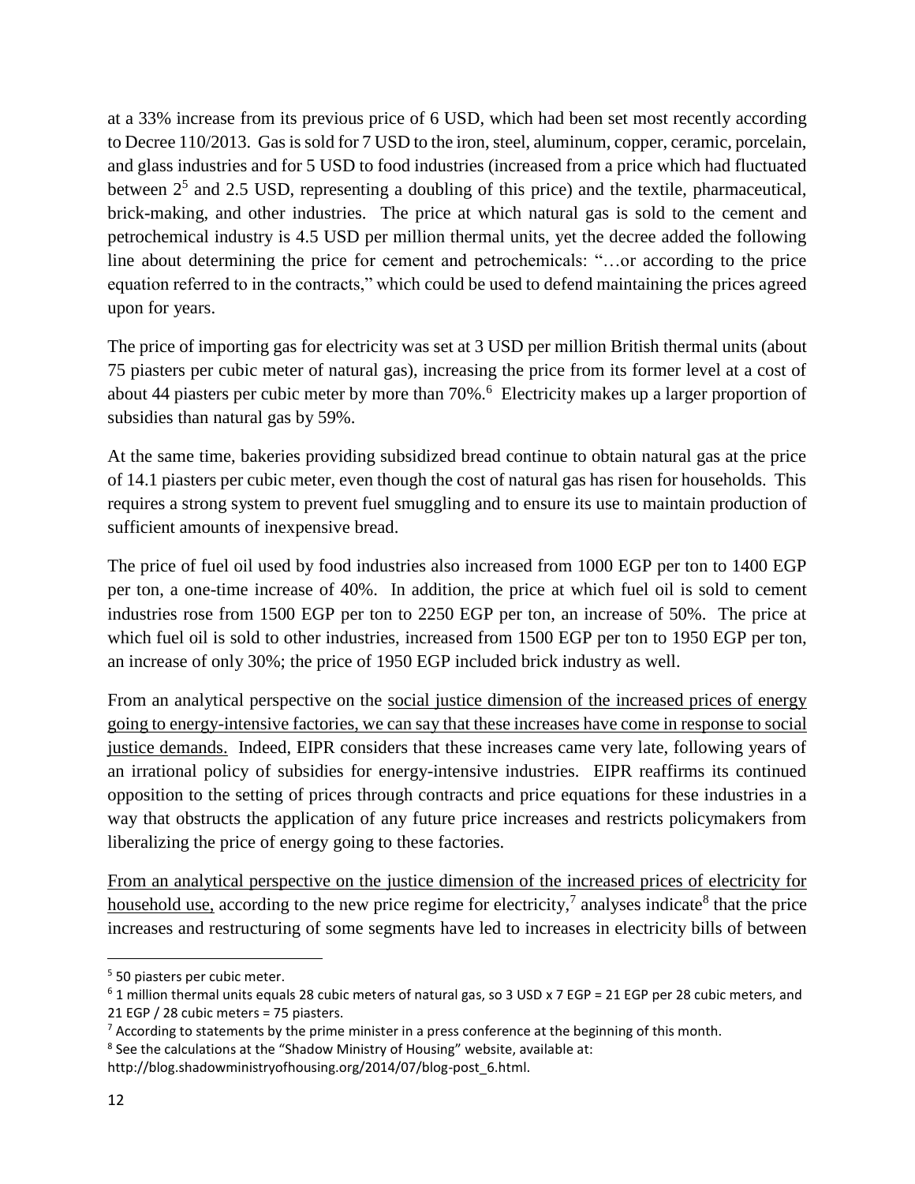at a 33% increase from its previous price of 6 USD, which had been set most recently according to Decree 110/2013. Gas is sold for 7 USD to the iron, steel, aluminum, copper, ceramic, porcelain, and glass industries and for 5 USD to food industries (increased from a price which had fluctuated between 2[5] and 2.5 USD, representing a doubling of this price) and the textile, pharmaceutical, brick-making, and other industries. The price at which natural gas is sold to the cement and petrochemical industry is 4.5 USD per million thermal units, yet the decree added the following line about determining the price for cement and petrochemicals: "…or according to the price equation referred to in the contracts," which could be used to defend maintaining the prices agreed upon for years.

The price of importing gas for electricity was set at 3 USD per million British thermal units (about 75 piasters per cubic meter of natural gas), increasing the price from its former level at a cost of about 44 piasters per cubic meter by more than 70%.[6] Electricity makes up a larger proportion of subsidies than natural gas by 59%.

At the same time, bakeries providing subsidized bread continue to obtain natural gas at the price of 14.1 piasters per cubic meter, even though the cost of natural gas has risen for households. This requires a strong system to prevent fuel smuggling and to ensure its use to maintain production of sufficient amounts of inexpensive bread.

The price of fuel oil used by food industries also increased from 1000 EGP per ton to 1400 EGP per ton, a one-time increase of 40%. In addition, the price at which fuel oil is sold to cement industries rose from 1500 EGP per ton to 2250 EGP per ton, an increase of 50%. The price at which fuel oil is sold to other industries, increased from 1500 EGP per ton to 1950 EGP per ton, an increase of only 30%; the price of 1950 EGP included brick industry as well.

From an analytical perspective on the social justice dimension of the increased prices of energy going to energy-intensive factories, we can say that these increases have come in response to social justice demands. Indeed, EIPR considers that these increases came very late, following years of an irrational policy of subsidies for energy-intensive industries. EIPR reaffirms its continued opposition to the setting of prices through contracts and price equations for these industries in a way that obstructs the application of any future price increases and restricts policymakers from liberalizing the price of energy going to these factories.

From an analytical perspective on the justice dimension of the increased prices of electricity for household use, according to the new price regime for electricity,[7] analyses indicate[8] that the price increases and restructuring of some segments have led to increases in electricity bills of between

---

[5] 50 piasters per cubic meter.

[6] 1 million thermal units equals 28 cubic meters of natural gas, so 3 USD x 7 EGP = 21 EGP per 28 cubic meters, and 21 EGP / 28 cubic meters = 75 piasters.

[7] According to statements by the prime minister in a press conference at the beginning of this month.

[8] See the calculations at the "Shadow Ministry of Housing" website, available at: http://blog.shadowministryofhousing.org/2014/07/blog-post_6.html.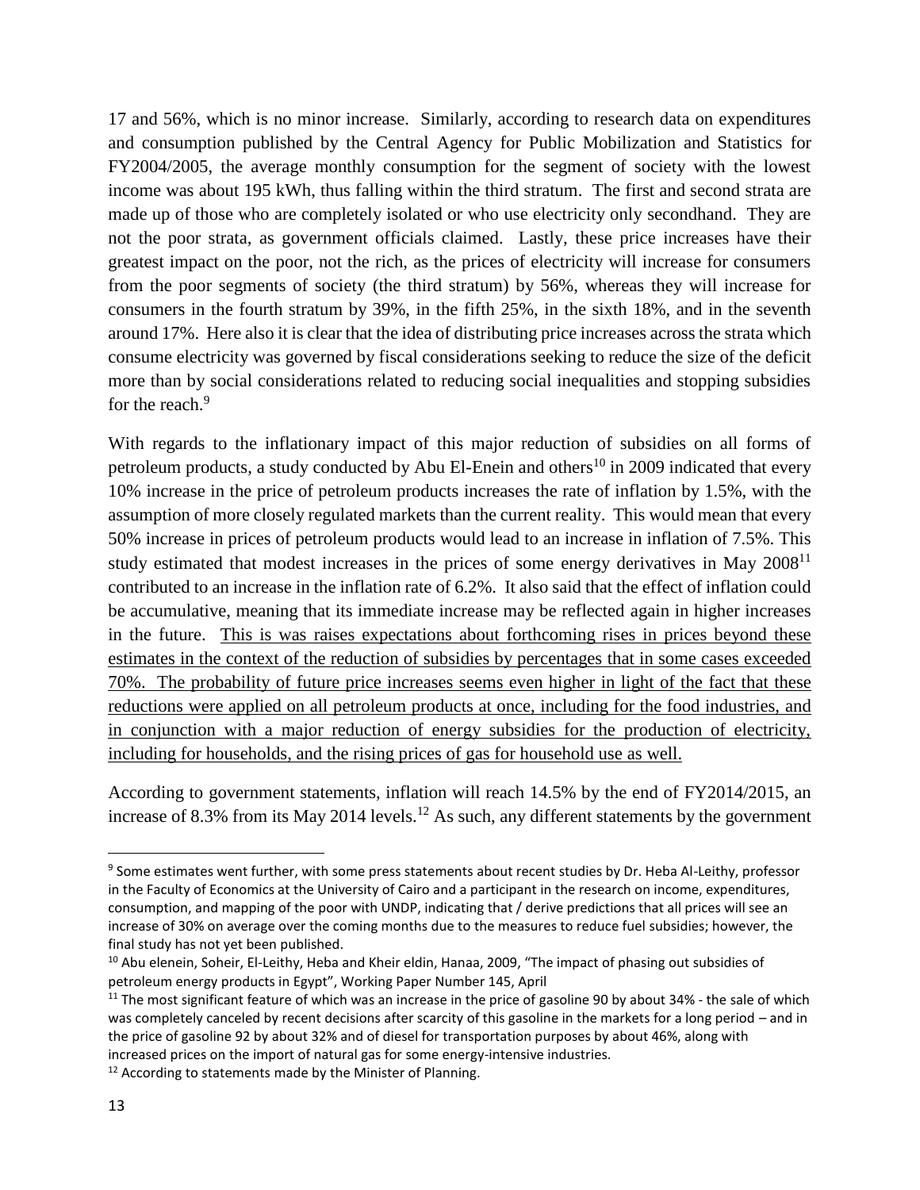17 and 56%, which is no minor increase. Similarly, according to research data on expenditures and consumption published by the Central Agency for Public Mobilization and Statistics for FY2004/2005, the average monthly consumption for the segment of society with the lowest income was about 195 kWh, thus falling within the third stratum. The first and second strata are made up of those who are completely isolated or who use electricity only secondhand. They are not the poor strata, as government officials claimed. Lastly, these price increases have their greatest impact on the poor, not the rich, as the prices of electricity will increase for consumers from the poor segments of society (the third stratum) by 56%, whereas they will increase for consumers in the fourth stratum by 39%, in the fifth 25%, in the sixth 18%, and in the seventh around 17%. Here also it is clear that the idea of distributing price increases across the strata which consume electricity was governed by fiscal considerations seeking to reduce the size of the deficit more than by social considerations related to reducing social inequalities and stopping subsidies for the reach.[9]

With regards to the inflationary impact of this major reduction of subsidies on all forms of petroleum products, a study conducted by Abu El-Enein and others[10] in 2009 indicated that every 10% increase in the price of petroleum products increases the rate of inflation by 1.5%, with the assumption of more closely regulated markets than the current reality. This would mean that every 50% increase in prices of petroleum products would lead to an increase in inflation of 7.5%. This study estimated that modest increases in the prices of some energy derivatives in May 2008[11] contributed to an increase in the inflation rate of 6.2%. It also said that the effect of inflation could be accumulative, meaning that its immediate increase may be reflected again in higher increases in the future. <u>This is was raises expectations about forthcoming rises in prices beyond these estimates in the context of the reduction of subsidies by percentages that in some cases exceeded 70%. The probability of future price increases seems even higher in light of the fact that these reductions were applied on all petroleum products at once, including for the food industries, and in conjunction with a major reduction of energy subsidies for the production of electricity, including for households, and the rising prices of gas for household use as well.</u>

According to government statements, inflation will reach 14.5% by the end of FY2014/2015, an increase of 8.3% from its May 2014 levels.[12] As such, any different statements by the government

---

[9] Some estimates went further, with some press statements about recent studies by Dr. Heba Al-Leithy, professor in the Faculty of Economics at the University of Cairo and a participant in the research on income, expenditures, consumption, and mapping of the poor with UNDP, indicating that / derive predictions that all prices will see an increase of 30% on average over the coming months due to the measures to reduce fuel subsidies; however, the final study has not yet been published.

[10] Abu elenein, Soheir, El-Leithy, Heba and Kheir eldin, Hanaa, 2009, "The impact of phasing out subsidies of petroleum energy products in Egypt", Working Paper Number 145, April

[11] The most significant feature of which was an increase in the price of gasoline 90 by about 34% - the sale of which was completely canceled by recent decisions after scarcity of this gasoline in the markets for a long period – and in the price of gasoline 92 by about 32% and of diesel for transportation purposes by about 46%, along with increased prices on the import of natural gas for some energy-intensive industries.

[12] According to statements made by the Minister of Planning.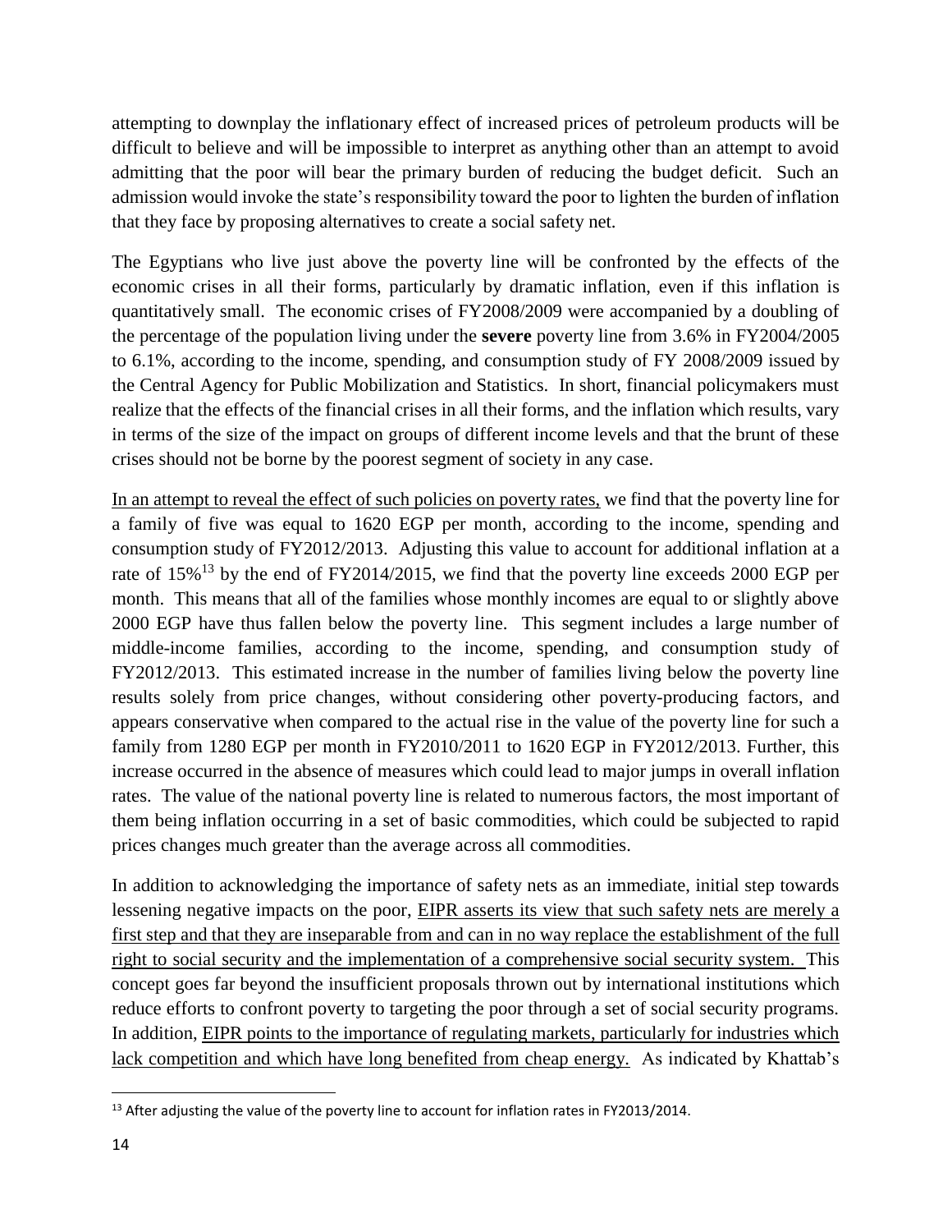attempting to downplay the inflationary effect of increased prices of petroleum products will be difficult to believe and will be impossible to interpret as anything other than an attempt to avoid admitting that the poor will bear the primary burden of reducing the budget deficit. Such an admission would invoke the state's responsibility toward the poor to lighten the burden of inflation that they face by proposing alternatives to create a social safety net.

The Egyptians who live just above the poverty line will be confronted by the effects of the economic crises in all their forms, particularly by dramatic inflation, even if this inflation is quantitatively small. The economic crises of FY2008/2009 were accompanied by a doubling of the percentage of the population living under the **severe** poverty line from 3.6% in FY2004/2005 to 6.1%, according to the income, spending, and consumption study of FY 2008/2009 issued by the Central Agency for Public Mobilization and Statistics. In short, financial policymakers must realize that the effects of the financial crises in all their forms, and the inflation which results, vary in terms of the size of the impact on groups of different income levels and that the brunt of these crises should not be borne by the poorest segment of society in any case.

In an attempt to reveal the effect of such policies on poverty rates, we find that the poverty line for a family of five was equal to 1620 EGP per month, according to the income, spending and consumption study of FY2012/2013. Adjusting this value to account for additional inflation at a rate of 15%[13] by the end of FY2014/2015, we find that the poverty line exceeds 2000 EGP per month. This means that all of the families whose monthly incomes are equal to or slightly above 2000 EGP have thus fallen below the poverty line. This segment includes a large number of middle-income families, according to the income, spending, and consumption study of FY2012/2013. This estimated increase in the number of families living below the poverty line results solely from price changes, without considering other poverty-producing factors, and appears conservative when compared to the actual rise in the value of the poverty line for such a family from 1280 EGP per month in FY2010/2011 to 1620 EGP in FY2012/2013. Further, this increase occurred in the absence of measures which could lead to major jumps in overall inflation rates. The value of the national poverty line is related to numerous factors, the most important of them being inflation occurring in a set of basic commodities, which could be subjected to rapid prices changes much greater than the average across all commodities.

In addition to acknowledging the importance of safety nets as an immediate, initial step towards lessening negative impacts on the poor, EIPR asserts its view that such safety nets are merely a first step and that they are inseparable from and can in no way replace the establishment of the full right to social security and the implementation of a comprehensive social security system. This concept goes far beyond the insufficient proposals thrown out by international institutions which reduce efforts to confront poverty to targeting the poor through a set of social security programs. In addition, EIPR points to the importance of regulating markets, particularly for industries which lack competition and which have long benefited from cheap energy. As indicated by Khattab's

[13] After adjusting the value of the poverty line to account for inflation rates in FY2013/2014.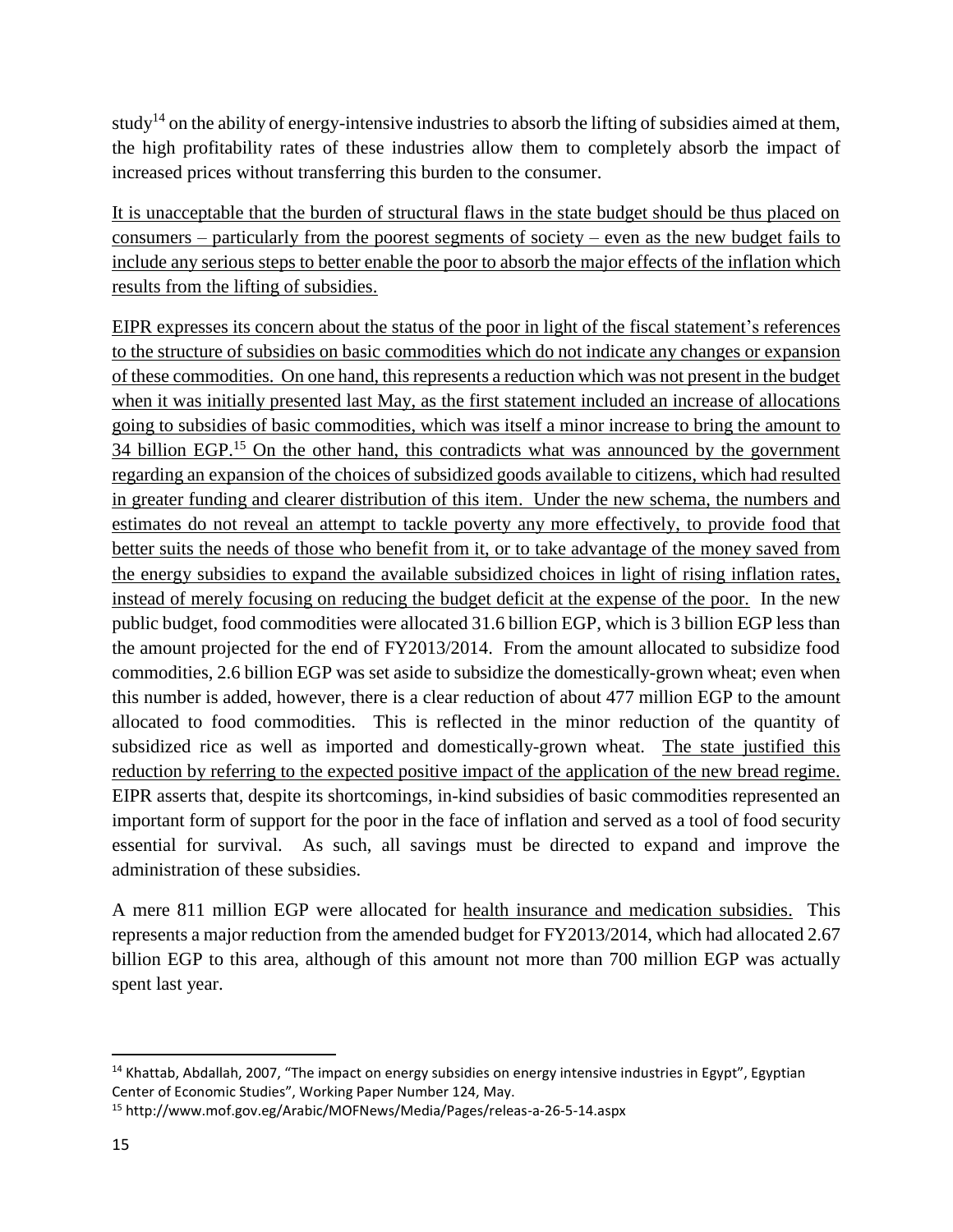study[14] on the ability of energy-intensive industries to absorb the lifting of subsidies aimed at them, the high profitability rates of these industries allow them to completely absorb the impact of increased prices without transferring this burden to the consumer.

It is unacceptable that the burden of structural flaws in the state budget should be thus placed on consumers – particularly from the poorest segments of society – even as the new budget fails to include any serious steps to better enable the poor to absorb the major effects of the inflation which results from the lifting of subsidies.

EIPR expresses its concern about the status of the poor in light of the fiscal statement's references to the structure of subsidies on basic commodities which do not indicate any changes or expansion of these commodities. On one hand, this represents a reduction which was not present in the budget when it was initially presented last May, as the first statement included an increase of allocations going to subsidies of basic commodities, which was itself a minor increase to bring the amount to 34 billion EGP.[15] On the other hand, this contradicts what was announced by the government regarding an expansion of the choices of subsidized goods available to citizens, which had resulted in greater funding and clearer distribution of this item. Under the new schema, the numbers and estimates do not reveal an attempt to tackle poverty any more effectively, to provide food that better suits the needs of those who benefit from it, or to take advantage of the money saved from the energy subsidies to expand the available subsidized choices in light of rising inflation rates, instead of merely focusing on reducing the budget deficit at the expense of the poor. In the new public budget, food commodities were allocated 31.6 billion EGP, which is 3 billion EGP less than the amount projected for the end of FY2013/2014. From the amount allocated to subsidize food commodities, 2.6 billion EGP was set aside to subsidize the domestically-grown wheat; even when this number is added, however, there is a clear reduction of about 477 million EGP to the amount allocated to food commodities. This is reflected in the minor reduction of the quantity of subsidized rice as well as imported and domestically-grown wheat. The state justified this reduction by referring to the expected positive impact of the application of the new bread regime. EIPR asserts that, despite its shortcomings, in-kind subsidies of basic commodities represented an important form of support for the poor in the face of inflation and served as a tool of food security essential for survival. As such, all savings must be directed to expand and improve the administration of these subsidies.

A mere 811 million EGP were allocated for health insurance and medication subsidies. This represents a major reduction from the amended budget for FY2013/2014, which had allocated 2.67 billion EGP to this area, although of this amount not more than 700 million EGP was actually spent last year.

---

[14] Khattab, Abdallah, 2007, "The impact on energy subsidies on energy intensive industries in Egypt", Egyptian Center of Economic Studies", Working Paper Number 124, May.

[15] http://www.mof.gov.eg/Arabic/MOFNews/Media/Pages/releas-a-26-5-14.aspx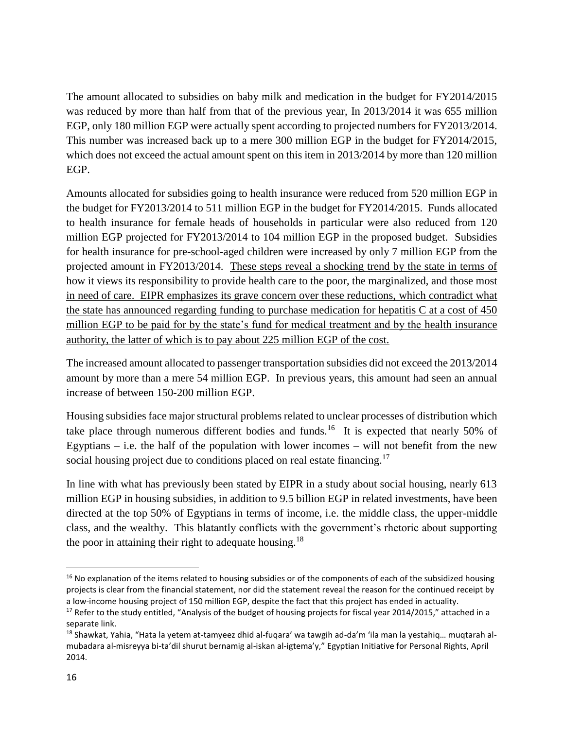The amount allocated to subsidies on baby milk and medication in the budget for FY2014/2015 was reduced by more than half from that of the previous year, In 2013/2014 it was 655 million EGP, only 180 million EGP were actually spent according to projected numbers for FY2013/2014. This number was increased back up to a mere 300 million EGP in the budget for FY2014/2015, which does not exceed the actual amount spent on this item in 2013/2014 by more than 120 million EGP.

Amounts allocated for subsidies going to health insurance were reduced from 520 million EGP in the budget for FY2013/2014 to 511 million EGP in the budget for FY2014/2015. Funds allocated to health insurance for female heads of households in particular were also reduced from 120 million EGP projected for FY2013/2014 to 104 million EGP in the proposed budget. Subsidies for health insurance for pre-school-aged children were increased by only 7 million EGP from the projected amount in FY2013/2014. <u>These steps reveal a shocking trend by the state in terms of how it views its responsibility to provide health care to the poor, the marginalized, and those most in need of care. EIPR emphasizes its grave concern over these reductions, which contradict what the state has announced regarding funding to purchase medication for hepatitis C at a cost of 450 million EGP to be paid for by the state's fund for medical treatment and by the health insurance authority, the latter of which is to pay about 225 million EGP of the cost.</u>

The increased amount allocated to passenger transportation subsidies did not exceed the 2013/2014 amount by more than a mere 54 million EGP. In previous years, this amount had seen an annual increase of between 150-200 million EGP.

Housing subsidies face major structural problems related to unclear processes of distribution which take place through numerous different bodies and funds.[16] It is expected that nearly 50% of Egyptians – i.e. the half of the population with lower incomes – will not benefit from the new social housing project due to conditions placed on real estate financing.[17]

In line with what has previously been stated by EIPR in a study about social housing, nearly 613 million EGP in housing subsidies, in addition to 9.5 billion EGP in related investments, have been directed at the top 50% of Egyptians in terms of income, i.e. the middle class, the upper-middle class, and the wealthy. This blatantly conflicts with the government's rhetoric about supporting the poor in attaining their right to adequate housing.[18]

---

[16] No explanation of the items related to housing subsidies or of the components of each of the subsidized housing projects is clear from the financial statement, nor did the statement reveal the reason for the continued receipt by a low-income housing project of 150 million EGP, despite the fact that this project has ended in actuality.

[17] Refer to the study entitled, "Analysis of the budget of housing projects for fiscal year 2014/2015," attached in a separate link.

[18] Shawkat, Yahia, "Hata la yetem at-tamyeez dhid al-fuqara' wa tawgih ad-da'm 'ila man la yestahiq… muqtarah al-mubadara al-misreyya bi-ta'dil shurut bernamig al-iskan al-igtema'y," Egyptian Initiative for Personal Rights, April 2014.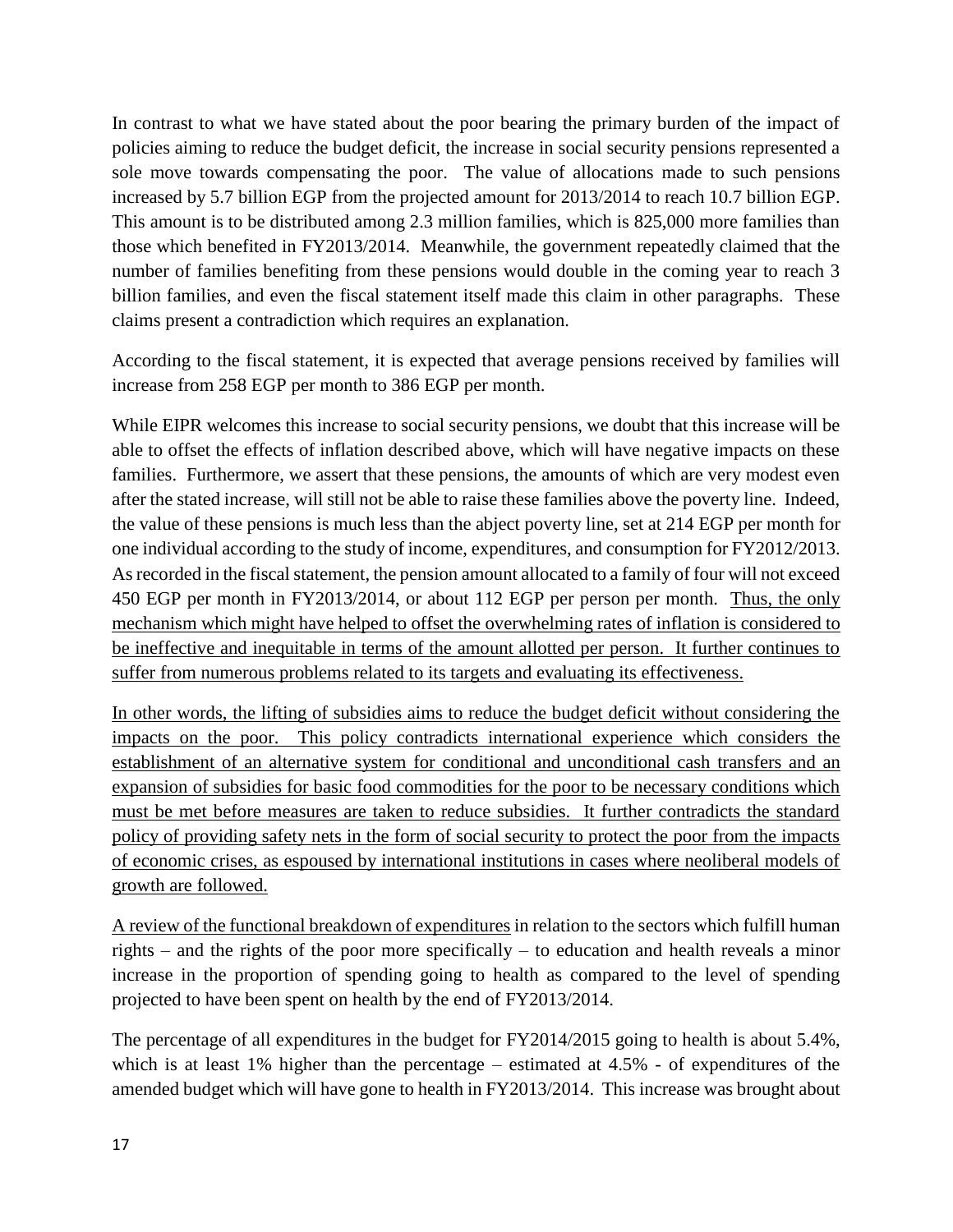In contrast to what we have stated about the poor bearing the primary burden of the impact of policies aiming to reduce the budget deficit, the increase in social security pensions represented a sole move towards compensating the poor. The value of allocations made to such pensions increased by 5.7 billion EGP from the projected amount for 2013/2014 to reach 10.7 billion EGP. This amount is to be distributed among 2.3 million families, which is 825,000 more families than those which benefited in FY2013/2014. Meanwhile, the government repeatedly claimed that the number of families benefiting from these pensions would double in the coming year to reach 3 billion families, and even the fiscal statement itself made this claim in other paragraphs. These claims present a contradiction which requires an explanation.

According to the fiscal statement, it is expected that average pensions received by families will increase from 258 EGP per month to 386 EGP per month.

While EIPR welcomes this increase to social security pensions, we doubt that this increase will be able to offset the effects of inflation described above, which will have negative impacts on these families. Furthermore, we assert that these pensions, the amounts of which are very modest even after the stated increase, will still not be able to raise these families above the poverty line. Indeed, the value of these pensions is much less than the abject poverty line, set at 214 EGP per month for one individual according to the study of income, expenditures, and consumption for FY2012/2013. As recorded in the fiscal statement, the pension amount allocated to a family of four will not exceed 450 EGP per month in FY2013/2014, or about 112 EGP per person per month. <u>Thus, the only mechanism which might have helped to offset the overwhelming rates of inflation is considered to be ineffective and inequitable in terms of the amount allotted per person. It further continues to suffer from numerous problems related to its targets and evaluating its effectiveness.</u>

<u>In other words, the lifting of subsidies aims to reduce the budget deficit without considering the impacts on the poor. This policy contradicts international experience which considers the establishment of an alternative system for conditional and unconditional cash transfers and an expansion of subsidies for basic food commodities for the poor to be necessary conditions which must be met before measures are taken to reduce subsidies. It further contradicts the standard policy of providing safety nets in the form of social security to protect the poor from the impacts of economic crises, as espoused by international institutions in cases where neoliberal models of growth are followed.</u>

<u>A review of the functional breakdown of expenditures</u> in relation to the sectors which fulfill human rights – and the rights of the poor more specifically – to education and health reveals a minor increase in the proportion of spending going to health as compared to the level of spending projected to have been spent on health by the end of FY2013/2014.

The percentage of all expenditures in the budget for FY2014/2015 going to health is about 5.4%, which is at least 1% higher than the percentage – estimated at 4.5% - of expenditures of the amended budget which will have gone to health in FY2013/2014. This increase was brought about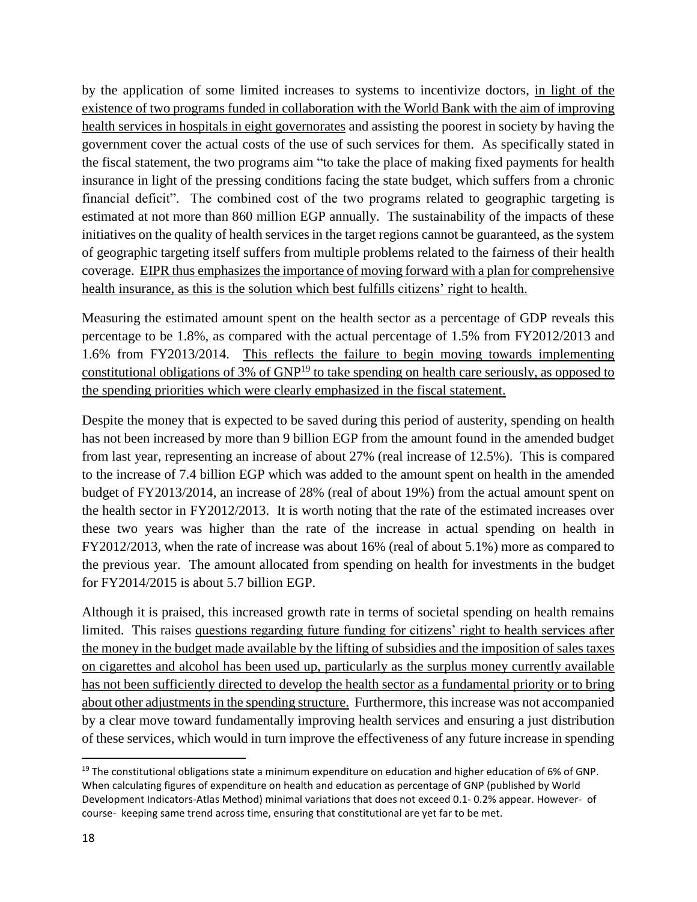by the application of some limited increases to systems to incentivize doctors, in light of the existence of two programs funded in collaboration with the World Bank with the aim of improving health services in hospitals in eight governorates and assisting the poorest in society by having the government cover the actual costs of the use of such services for them. As specifically stated in the fiscal statement, the two programs aim "to take the place of making fixed payments for health insurance in light of the pressing conditions facing the state budget, which suffers from a chronic financial deficit". The combined cost of the two programs related to geographic targeting is estimated at not more than 860 million EGP annually. The sustainability of the impacts of these initiatives on the quality of health services in the target regions cannot be guaranteed, as the system of geographic targeting itself suffers from multiple problems related to the fairness of their health coverage. EIPR thus emphasizes the importance of moving forward with a plan for comprehensive health insurance, as this is the solution which best fulfills citizens' right to health.

Measuring the estimated amount spent on the health sector as a percentage of GDP reveals this percentage to be 1.8%, as compared with the actual percentage of 1.5% from FY2012/2013 and 1.6% from FY2013/2014. This reflects the failure to begin moving towards implementing constitutional obligations of 3% of GNP[19] to take spending on health care seriously, as opposed to the spending priorities which were clearly emphasized in the fiscal statement.

Despite the money that is expected to be saved during this period of austerity, spending on health has not been increased by more than 9 billion EGP from the amount found in the amended budget from last year, representing an increase of about 27% (real increase of 12.5%). This is compared to the increase of 7.4 billion EGP which was added to the amount spent on health in the amended budget of FY2013/2014, an increase of 28% (real of about 19%) from the actual amount spent on the health sector in FY2012/2013. It is worth noting that the rate of the estimated increases over these two years was higher than the rate of the increase in actual spending on health in FY2012/2013, when the rate of increase was about 16% (real of about 5.1%) more as compared to the previous year. The amount allocated from spending on health for investments in the budget for FY2014/2015 is about 5.7 billion EGP.

Although it is praised, this increased growth rate in terms of societal spending on health remains limited. This raises questions regarding future funding for citizens' right to health services after the money in the budget made available by the lifting of subsidies and the imposition of sales taxes on cigarettes and alcohol has been used up, particularly as the surplus money currently available has not been sufficiently directed to develop the health sector as a fundamental priority or to bring about other adjustments in the spending structure. Furthermore, this increase was not accompanied by a clear move toward fundamentally improving health services and ensuring a just distribution of these services, which would in turn improve the effectiveness of any future increase in spending

[19] The constitutional obligations state a minimum expenditure on education and higher education of 6% of GNP. When calculating figures of expenditure on health and education as percentage of GNP (published by World Development Indicators-Atlas Method) minimal variations that does not exceed 0.1- 0.2% appear. However- of course- keeping same trend across time, ensuring that constitutional are yet far to be met.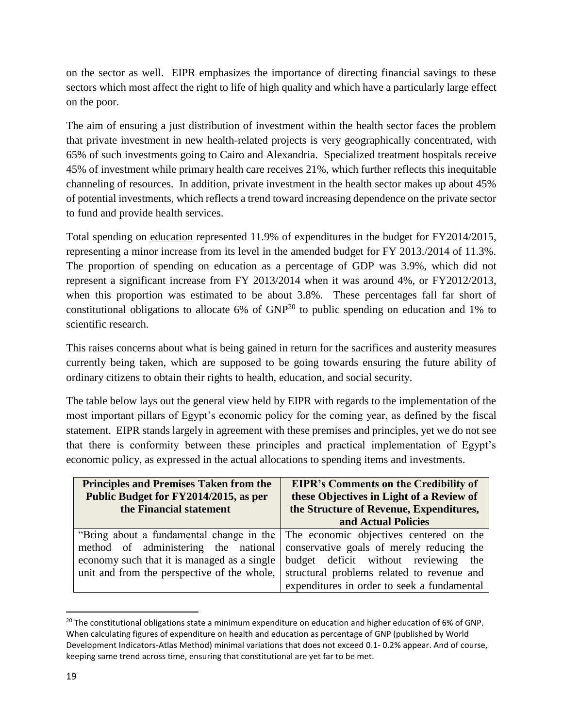on the sector as well. EIPR emphasizes the importance of directing financial savings to these sectors which most affect the right to life of high quality and which have a particularly large effect on the poor.

The aim of ensuring a just distribution of investment within the health sector faces the problem that private investment in new health-related projects is very geographically concentrated, with 65% of such investments going to Cairo and Alexandria. Specialized treatment hospitals receive 45% of investment while primary health care receives 21%, which further reflects this inequitable channeling of resources. In addition, private investment in the health sector makes up about 45% of potential investments, which reflects a trend toward increasing dependence on the private sector to fund and provide health services.

Total spending on <u>education</u> represented 11.9% of expenditures in the budget for FY2014/2015, representing a minor increase from its level in the amended budget for FY 2013./2014 of 11.3%. The proportion of spending on education as a percentage of GDP was 3.9%, which did not represent a significant increase from FY 2013/2014 when it was around 4%, or FY2012/2013, when this proportion was estimated to be about 3.8%. These percentages fall far short of constitutional obligations to allocate 6% of GNP[20] to public spending on education and 1% to scientific research.

This raises concerns about what is being gained in return for the sacrifices and austerity measures currently being taken, which are supposed to be going towards ensuring the future ability of ordinary citizens to obtain their rights to health, education, and social security.

The table below lays out the general view held by EIPR with regards to the implementation of the most important pillars of Egypt's economic policy for the coming year, as defined by the fiscal statement. EIPR stands largely in agreement with these premises and principles, yet we do not see that there is conformity between these principles and practical implementation of Egypt's economic policy, as expressed in the actual allocations to spending items and investments.

| Principles and Premises Taken from the Public Budget for FY2014/2015, as per the Financial statement | EIPR's Comments on the Credibility of these Objectives in Light of a Review of the Structure of Revenue, Expenditures, and Actual Policies |
|---|---|
| "Bring about a fundamental change in the method of administering the national economy such that it is managed as a single unit and from the perspective of the whole, | The economic objectives centered on the conservative goals of merely reducing the budget deficit without reviewing the structural problems related to revenue and expenditures in order to seek a fundamental |

[20] The constitutional obligations state a minimum expenditure on education and higher education of 6% of GNP. When calculating figures of expenditure on health and education as percentage of GNP (published by World Development Indicators-Atlas Method) minimal variations that does not exceed 0.1- 0.2% appear. And of course, keeping same trend across time, ensuring that constitutional are yet far to be met.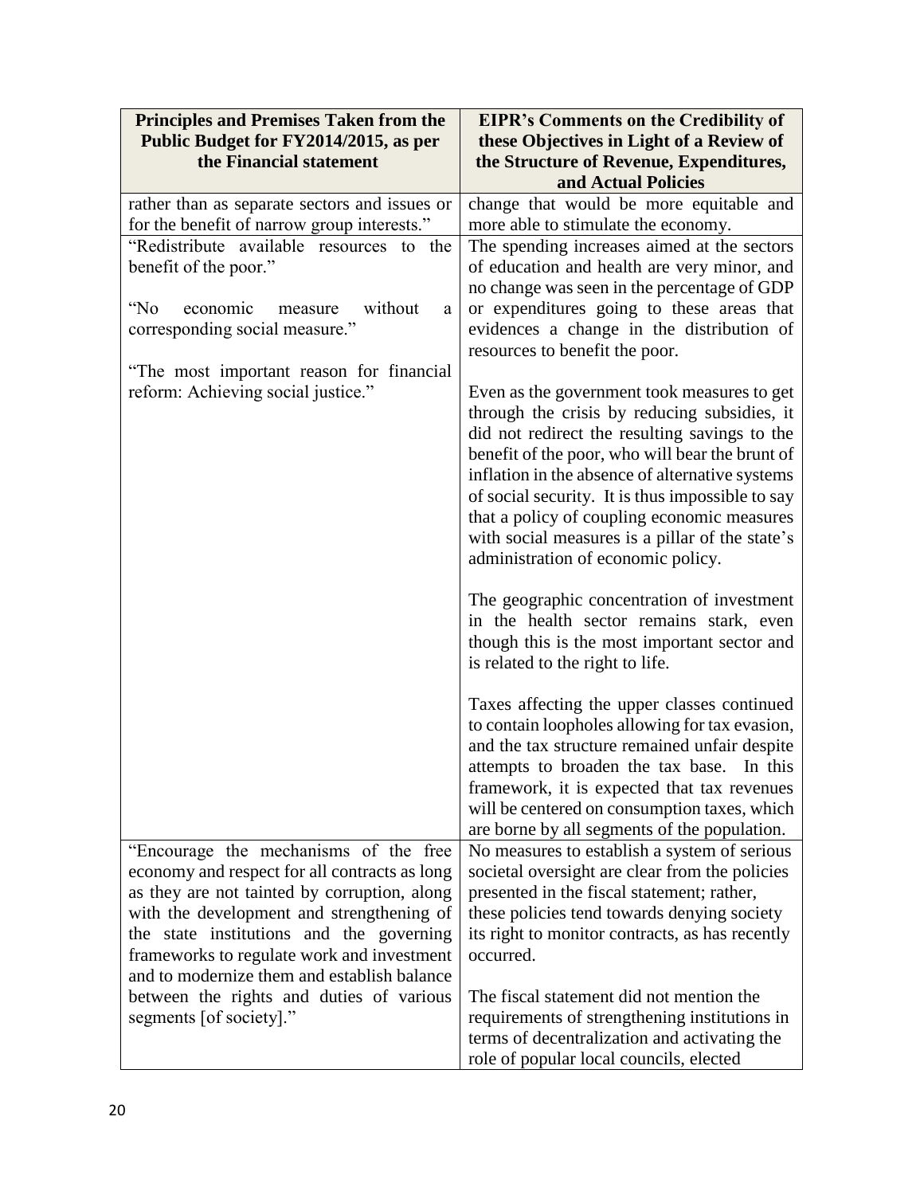| Principles and Premises Taken from the Public Budget for FY2014/2015, as per the Financial statement | EIPR's Comments on the Credibility of these Objectives in Light of a Review of the Structure of Revenue, Expenditures, and Actual Policies |
|---|---|
| rather than as separate sectors and issues or for the benefit of narrow group interests." | change that would be more equitable and more able to stimulate the economy. |
| "Redistribute available resources to the benefit of the poor."<br><br>"No economic measure without a corresponding social measure."<br><br>"The most important reason for financial reform: Achieving social justice." | The spending increases aimed at the sectors of education and health are very minor, and no change was seen in the percentage of GDP or expenditures going to these areas that evidences a change in the distribution of resources to benefit the poor.<br><br>Even as the government took measures to get through the crisis by reducing subsidies, it did not redirect the resulting savings to the benefit of the poor, who will bear the brunt of inflation in the absence of alternative systems of social security. It is thus impossible to say that a policy of coupling economic measures with social measures is a pillar of the state's administration of economic policy.<br><br>The geographic concentration of investment in the health sector remains stark, even though this is the most important sector and is related to the right to life.<br><br>Taxes affecting the upper classes continued to contain loopholes allowing for tax evasion, and the tax structure remained unfair despite attempts to broaden the tax base. In this framework, it is expected that tax revenues will be centered on consumption taxes, which are borne by all segments of the population. |
| "Encourage the mechanisms of the free economy and respect for all contracts as long as they are not tainted by corruption, along with the development and strengthening of the state institutions and the governing frameworks to regulate work and investment and to modernize them and establish balance between the rights and duties of various segments [of society]." | No measures to establish a system of serious societal oversight are clear from the policies presented in the fiscal statement; rather, these policies tend towards denying society its right to monitor contracts, as has recently occurred.<br><br>The fiscal statement did not mention the requirements of strengthening institutions in terms of decentralization and activating the role of popular local councils, elected |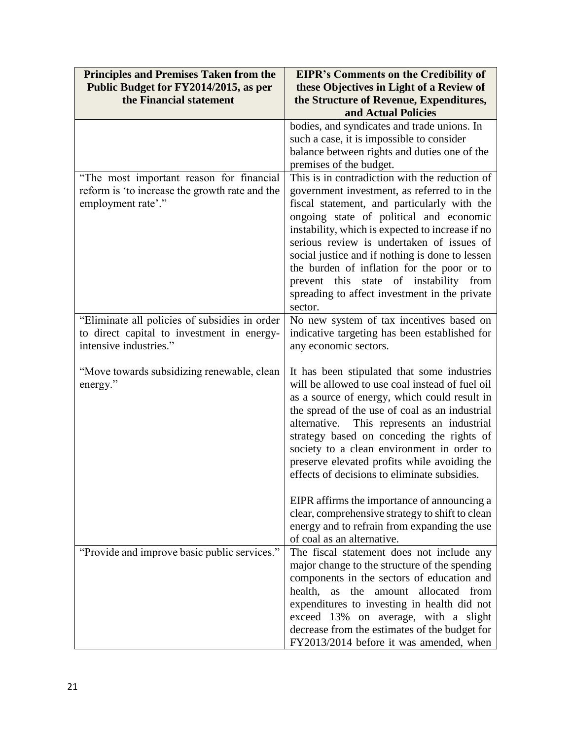| Principles and Premises Taken from the Public Budget for FY2014/2015, as per the Financial statement | EIPR's Comments on the Credibility of these Objectives in Light of a Review of the Structure of Revenue, Expenditures, and Actual Policies |
|---|---|
| | bodies, and syndicates and trade unions. In such a case, it is impossible to consider balance between rights and duties one of the premises of the budget. |
| "The most important reason for financial reform is 'to increase the growth rate and the employment rate'." | This is in contradiction with the reduction of government investment, as referred to in the fiscal statement, and particularly with the ongoing state of political and economic instability, which is expected to increase if no serious review is undertaken of issues of social justice and if nothing is done to lessen the burden of inflation for the poor or to prevent this state of instability from spreading to affect investment in the private sector. |
| "Eliminate all policies of subsidies in order to direct capital to investment in energy-intensive industries."<br><br>"Move towards subsidizing renewable, clean energy." | No new system of tax incentives based on indicative targeting has been established for any economic sectors.<br><br>It has been stipulated that some industries will be allowed to use coal instead of fuel oil as a source of energy, which could result in the spread of the use of coal as an industrial alternative. This represents an industrial strategy based on conceding the rights of society to a clean environment in order to preserve elevated profits while avoiding the effects of decisions to eliminate subsidies.<br><br>EIPR affirms the importance of announcing a clear, comprehensive strategy to shift to clean energy and to refrain from expanding the use of coal as an alternative. |
| "Provide and improve basic public services." | The fiscal statement does not include any major change to the structure of the spending components in the sectors of education and health, as the amount allocated from expenditures to investing in health did not exceed 13% on average, with a slight decrease from the estimates of the budget for FY2013/2014 before it was amended, when |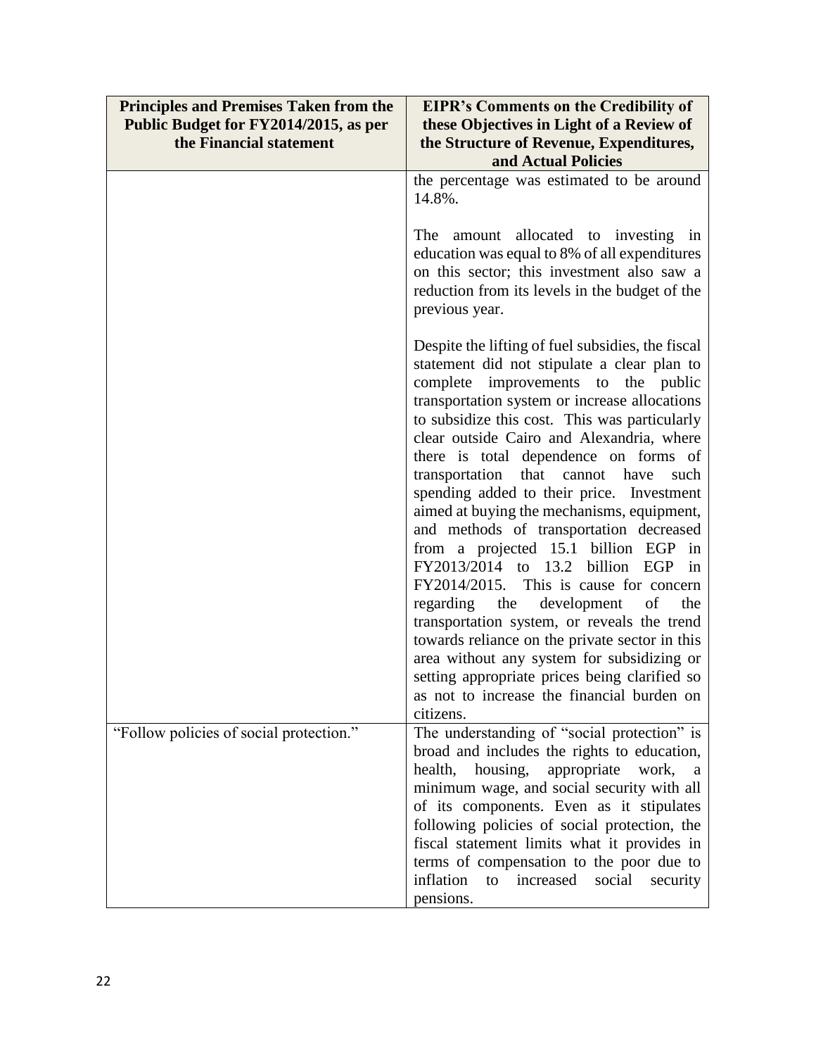| Principles and Premises Taken from the Public Budget for FY2014/2015, as per the Financial statement | EIPR's Comments on the Credibility of these Objectives in Light of a Review of the Structure of Revenue, Expenditures, and Actual Policies |
|---|---|
| | the percentage was estimated to be around 14.8%.<br><br>The amount allocated to investing in education was equal to 8% of all expenditures on this sector; this investment also saw a reduction from its levels in the budget of the previous year.<br><br>Despite the lifting of fuel subsidies, the fiscal statement did not stipulate a clear plan to complete improvements to the public transportation system or increase allocations to subsidize this cost. This was particularly clear outside Cairo and Alexandria, where there is total dependence on forms of transportation that cannot have such spending added to their price. Investment aimed at buying the mechanisms, equipment, and methods of transportation decreased from a projected 15.1 billion EGP in FY2013/2014 to 13.2 billion EGP in FY2014/2015. This is cause for concern regarding the development of the transportation system, or reveals the trend towards reliance on the private sector in this area without any system for subsidizing or setting appropriate prices being clarified so as not to increase the financial burden on citizens. |
| "Follow policies of social protection." | The understanding of "social protection" is broad and includes the rights to education, health, housing, appropriate work, a minimum wage, and social security with all of its components. Even as it stipulates following policies of social protection, the fiscal statement limits what it provides in terms of compensation to the poor due to inflation to increased social security pensions. |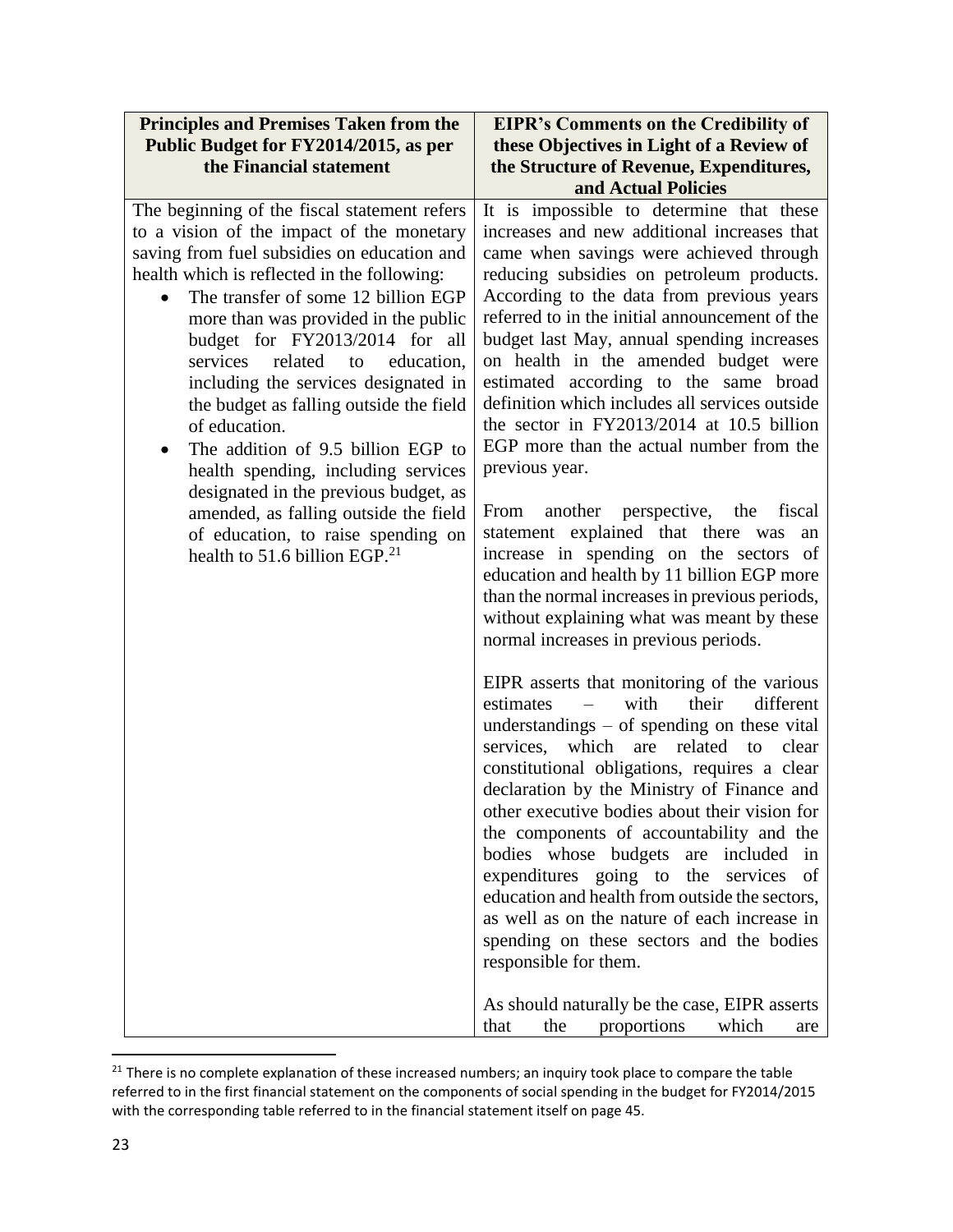| Principles and Premises Taken from the Public Budget for FY2014/2015, as per the Financial statement | EIPR's Comments on the Credibility of these Objectives in Light of a Review of the Structure of Revenue, Expenditures, and Actual Policies |
|---|---|
| The beginning of the fiscal statement refers to a vision of the impact of the monetary saving from fuel subsidies on education and health which is reflected in the following:<br>• The transfer of some 12 billion EGP more than was provided in the public budget for FY2013/2014 for all services related to education, including the services designated in the budget as falling outside the field of education.<br>• The addition of 9.5 billion EGP to health spending, including services designated in the previous budget, as amended, as falling outside the field of education, to raise spending on health to 51.6 billion EGP.[21] | It is impossible to determine that these increases and new additional increases that came when savings were achieved through reducing subsidies on petroleum products. According to the data from previous years referred to in the initial announcement of the budget last May, annual spending increases on health in the amended budget were estimated according to the same broad definition which includes all services outside the sector in FY2013/2014 at 10.5 billion EGP more than the actual number from the previous year.<br><br>From another perspective, the fiscal statement explained that there was an increase in spending on the sectors of education and health by 11 billion EGP more than the normal increases in previous periods, without explaining what was meant by these normal increases in previous periods.<br><br>EIPR asserts that monitoring of the various estimates – with their different understandings – of spending on these vital services, which are related to clear constitutional obligations, requires a clear declaration by the Ministry of Finance and other executive bodies about their vision for the components of accountability and the bodies whose budgets are included in expenditures going to the services of education and health from outside the sectors, as well as on the nature of each increase in spending on these sectors and the bodies responsible for them.<br><br>As should naturally be the case, EIPR asserts that the proportions which are |

[21] There is no complete explanation of these increased numbers; an inquiry took place to compare the table referred to in the first financial statement on the components of social spending in the budget for FY2014/2015 with the corresponding table referred to in the financial statement itself on page 45.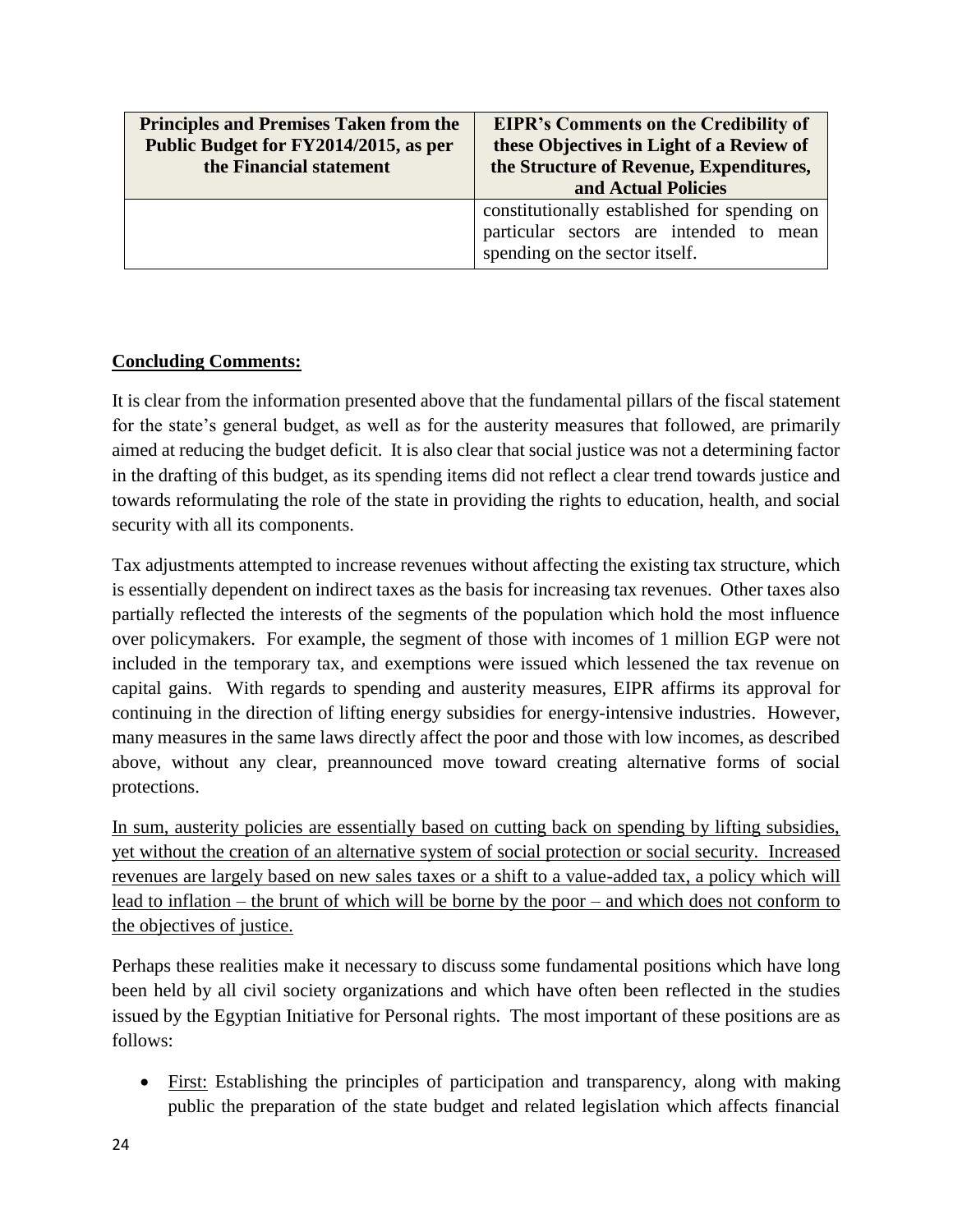| Principles and Premises Taken from the Public Budget for FY2014/2015, as per the Financial statement | EIPR's Comments on the Credibility of these Objectives in Light of a Review of the Structure of Revenue, Expenditures, and Actual Policies |
|---|---|
| | constitutionally established for spending on particular sectors are intended to mean spending on the sector itself. |

**<u>Concluding Comments:</u>**

It is clear from the information presented above that the fundamental pillars of the fiscal statement for the state's general budget, as well as for the austerity measures that followed, are primarily aimed at reducing the budget deficit. It is also clear that social justice was not a determining factor in the drafting of this budget, as its spending items did not reflect a clear trend towards justice and towards reformulating the role of the state in providing the rights to education, health, and social security with all its components.

Tax adjustments attempted to increase revenues without affecting the existing tax structure, which is essentially dependent on indirect taxes as the basis for increasing tax revenues. Other taxes also partially reflected the interests of the segments of the population which hold the most influence over policymakers. For example, the segment of those with incomes of 1 million EGP were not included in the temporary tax, and exemptions were issued which lessened the tax revenue on capital gains. With regards to spending and austerity measures, EIPR affirms its approval for continuing in the direction of lifting energy subsidies for energy-intensive industries. However, many measures in the same laws directly affect the poor and those with low incomes, as described above, without any clear, preannounced move toward creating alternative forms of social protections.

<u>In sum, austerity policies are essentially based on cutting back on spending by lifting subsidies, yet without the creation of an alternative system of social protection or social security. Increased revenues are largely based on new sales taxes or a shift to a value-added tax, a policy which will lead to inflation – the brunt of which will be borne by the poor – and which does not conform to the objectives of justice.</u>

Perhaps these realities make it necessary to discuss some fundamental positions which have long been held by all civil society organizations and which have often been reflected in the studies issued by the Egyptian Initiative for Personal rights. The most important of these positions are as follows:

- <u>First:</u> Establishing the principles of participation and transparency, along with making public the preparation of the state budget and related legislation which affects financial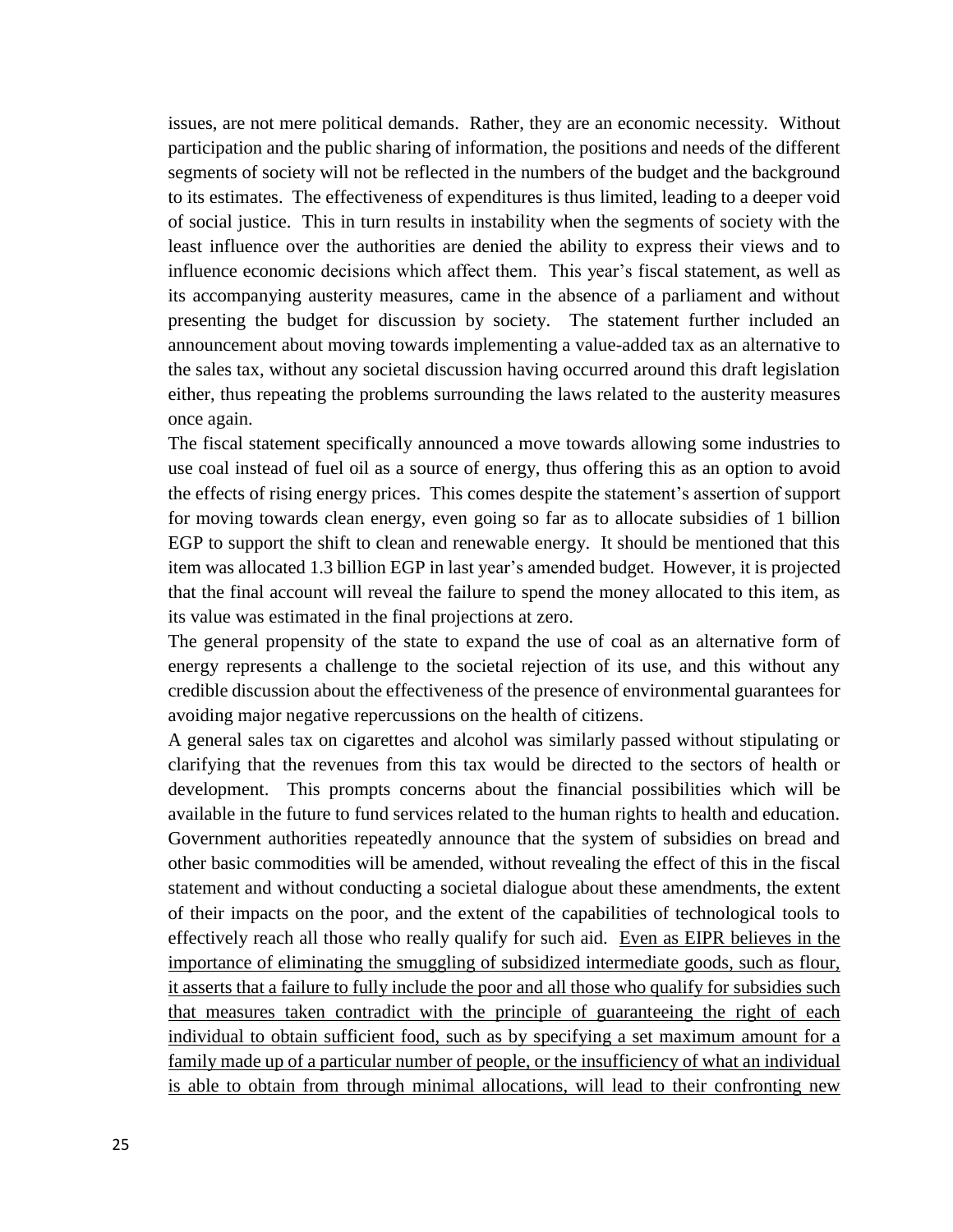issues, are not mere political demands. Rather, they are an economic necessity. Without participation and the public sharing of information, the positions and needs of the different segments of society will not be reflected in the numbers of the budget and the background to its estimates. The effectiveness of expenditures is thus limited, leading to a deeper void of social justice. This in turn results in instability when the segments of society with the least influence over the authorities are denied the ability to express their views and to influence economic decisions which affect them. This year's fiscal statement, as well as its accompanying austerity measures, came in the absence of a parliament and without presenting the budget for discussion by society. The statement further included an announcement about moving towards implementing a value-added tax as an alternative to the sales tax, without any societal discussion having occurred around this draft legislation either, thus repeating the problems surrounding the laws related to the austerity measures once again.

The fiscal statement specifically announced a move towards allowing some industries to use coal instead of fuel oil as a source of energy, thus offering this as an option to avoid the effects of rising energy prices. This comes despite the statement's assertion of support for moving towards clean energy, even going so far as to allocate subsidies of 1 billion EGP to support the shift to clean and renewable energy. It should be mentioned that this item was allocated 1.3 billion EGP in last year's amended budget. However, it is projected that the final account will reveal the failure to spend the money allocated to this item, as its value was estimated in the final projections at zero.

The general propensity of the state to expand the use of coal as an alternative form of energy represents a challenge to the societal rejection of its use, and this without any credible discussion about the effectiveness of the presence of environmental guarantees for avoiding major negative repercussions on the health of citizens.

A general sales tax on cigarettes and alcohol was similarly passed without stipulating or clarifying that the revenues from this tax would be directed to the sectors of health or development. This prompts concerns about the financial possibilities which will be available in the future to fund services related to the human rights to health and education. Government authorities repeatedly announce that the system of subsidies on bread and other basic commodities will be amended, without revealing the effect of this in the fiscal statement and without conducting a societal dialogue about these amendments, the extent of their impacts on the poor, and the extent of the capabilities of technological tools to effectively reach all those who really qualify for such aid. <u>Even as EIPR believes in the importance of eliminating the smuggling of subsidized intermediate goods, such as flour, it asserts that a failure to fully include the poor and all those who qualify for subsidies such that measures taken contradict with the principle of guaranteeing the right of each individual to obtain sufficient food, such as by specifying a set maximum amount for a family made up of a particular number of people, or the insufficiency of what an individual is able to obtain from through minimal allocations, will lead to their confronting new</u>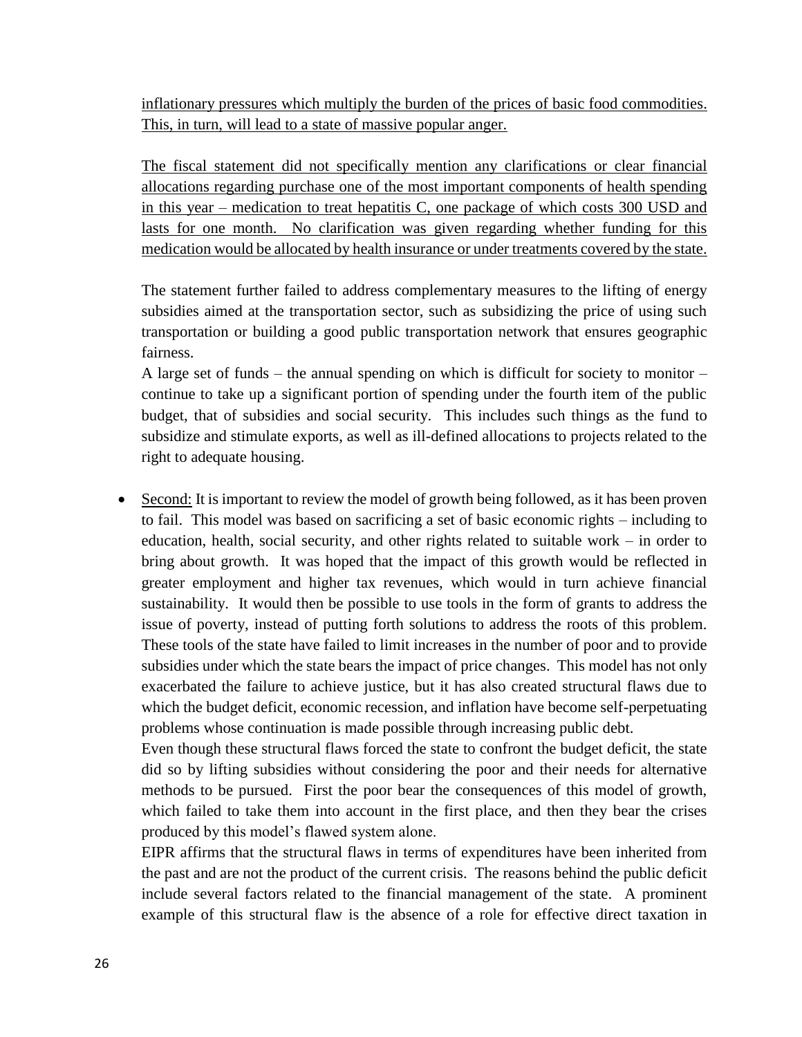inflationary pressures which multiply the burden of the prices of basic food commodities. This, in turn, will lead to a state of massive popular anger.

The fiscal statement did not specifically mention any clarifications or clear financial allocations regarding purchase one of the most important components of health spending in this year – medication to treat hepatitis C, one package of which costs 300 USD and lasts for one month. No clarification was given regarding whether funding for this medication would be allocated by health insurance or under treatments covered by the state.

The statement further failed to address complementary measures to the lifting of energy subsidies aimed at the transportation sector, such as subsidizing the price of using such transportation or building a good public transportation network that ensures geographic fairness.

A large set of funds – the annual spending on which is difficult for society to monitor – continue to take up a significant portion of spending under the fourth item of the public budget, that of subsidies and social security. This includes such things as the fund to subsidize and stimulate exports, as well as ill-defined allocations to projects related to the right to adequate housing.

- Second: It is important to review the model of growth being followed, as it has been proven to fail. This model was based on sacrificing a set of basic economic rights – including to education, health, social security, and other rights related to suitable work – in order to bring about growth. It was hoped that the impact of this growth would be reflected in greater employment and higher tax revenues, which would in turn achieve financial sustainability. It would then be possible to use tools in the form of grants to address the issue of poverty, instead of putting forth solutions to address the roots of this problem. These tools of the state have failed to limit increases in the number of poor and to provide subsidies under which the state bears the impact of price changes. This model has not only exacerbated the failure to achieve justice, but it has also created structural flaws due to which the budget deficit, economic recession, and inflation have become self-perpetuating problems whose continuation is made possible through increasing public debt.

  Even though these structural flaws forced the state to confront the budget deficit, the state did so by lifting subsidies without considering the poor and their needs for alternative methods to be pursued. First the poor bear the consequences of this model of growth, which failed to take them into account in the first place, and then they bear the crises produced by this model's flawed system alone.

  EIPR affirms that the structural flaws in terms of expenditures have been inherited from the past and are not the product of the current crisis. The reasons behind the public deficit include several factors related to the financial management of the state. A prominent example of this structural flaw is the absence of a role for effective direct taxation in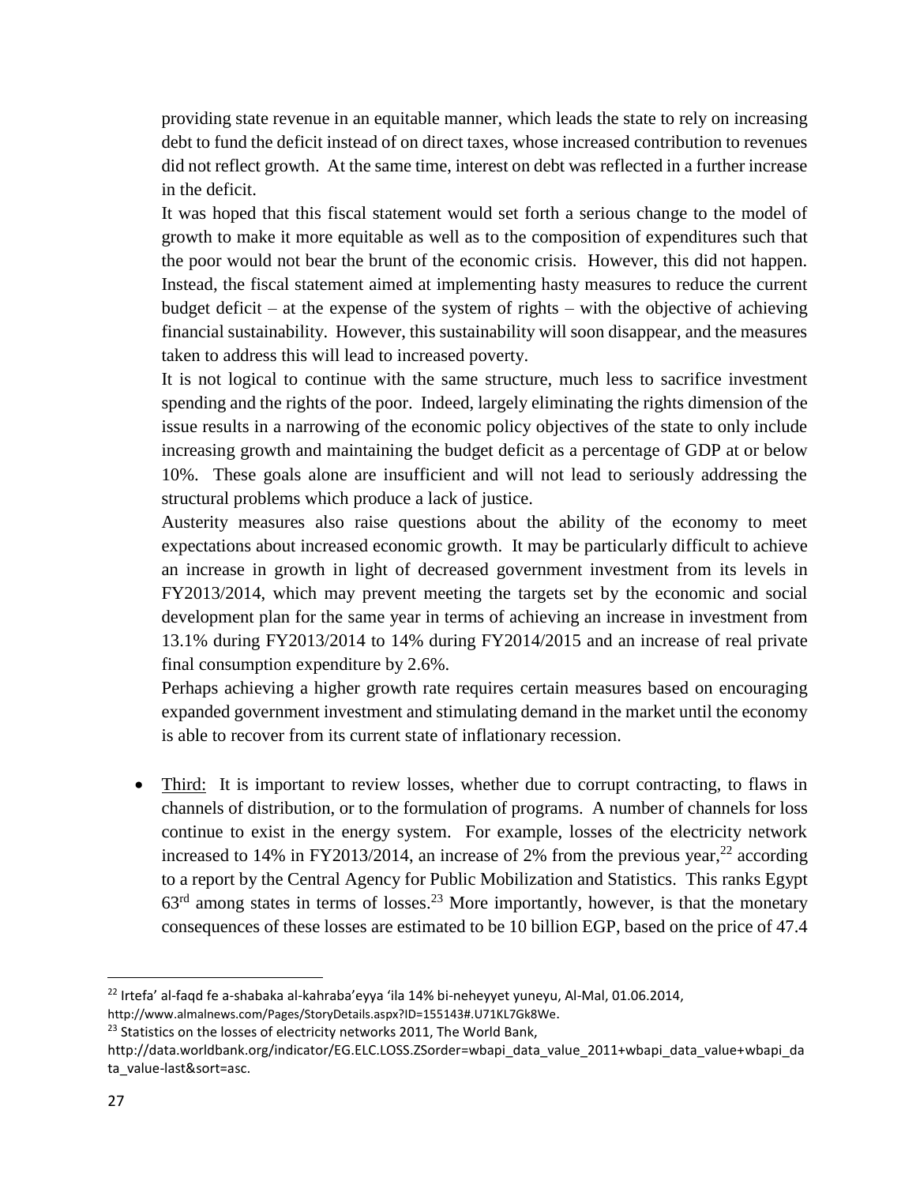providing state revenue in an equitable manner, which leads the state to rely on increasing debt to fund the deficit instead of on direct taxes, whose increased contribution to revenues did not reflect growth. At the same time, interest on debt was reflected in a further increase in the deficit.

It was hoped that this fiscal statement would set forth a serious change to the model of growth to make it more equitable as well as to the composition of expenditures such that the poor would not bear the brunt of the economic crisis. However, this did not happen. Instead, the fiscal statement aimed at implementing hasty measures to reduce the current budget deficit – at the expense of the system of rights – with the objective of achieving financial sustainability. However, this sustainability will soon disappear, and the measures taken to address this will lead to increased poverty.

It is not logical to continue with the same structure, much less to sacrifice investment spending and the rights of the poor. Indeed, largely eliminating the rights dimension of the issue results in a narrowing of the economic policy objectives of the state to only include increasing growth and maintaining the budget deficit as a percentage of GDP at or below 10%. These goals alone are insufficient and will not lead to seriously addressing the structural problems which produce a lack of justice.

Austerity measures also raise questions about the ability of the economy to meet expectations about increased economic growth. It may be particularly difficult to achieve an increase in growth in light of decreased government investment from its levels in FY2013/2014, which may prevent meeting the targets set by the economic and social development plan for the same year in terms of achieving an increase in investment from 13.1% during FY2013/2014 to 14% during FY2014/2015 and an increase of real private final consumption expenditure by 2.6%.

Perhaps achieving a higher growth rate requires certain measures based on encouraging expanded government investment and stimulating demand in the market until the economy is able to recover from its current state of inflationary recession.

- Third: It is important to review losses, whether due to corrupt contracting, to flaws in channels of distribution, or to the formulation of programs. A number of channels for loss continue to exist in the energy system. For example, losses of the electricity network increased to 14% in FY2013/2014, an increase of 2% from the previous year,[22] according to a report by the Central Agency for Public Mobilization and Statistics. This ranks Egypt 63rd among states in terms of losses.[23] More importantly, however, is that the monetary consequences of these losses are estimated to be 10 billion EGP, based on the price of 47.4

---

[22] Irtefa' al-faqd fe a-shabaka al-kahraba'eyya 'ila 14% bi-neheyyet yuneyu, Al-Mal, 01.06.2014, http://www.almalnews.com/Pages/StoryDetails.aspx?ID=155143#.U71KL7Gk8We.

[23] Statistics on the losses of electricity networks 2011, The World Bank, http://data.worldbank.org/indicator/EG.ELC.LOSS.ZSorder=wbapi_data_value_2011+wbapi_data_value+wbapi_data_value-last&sort=asc.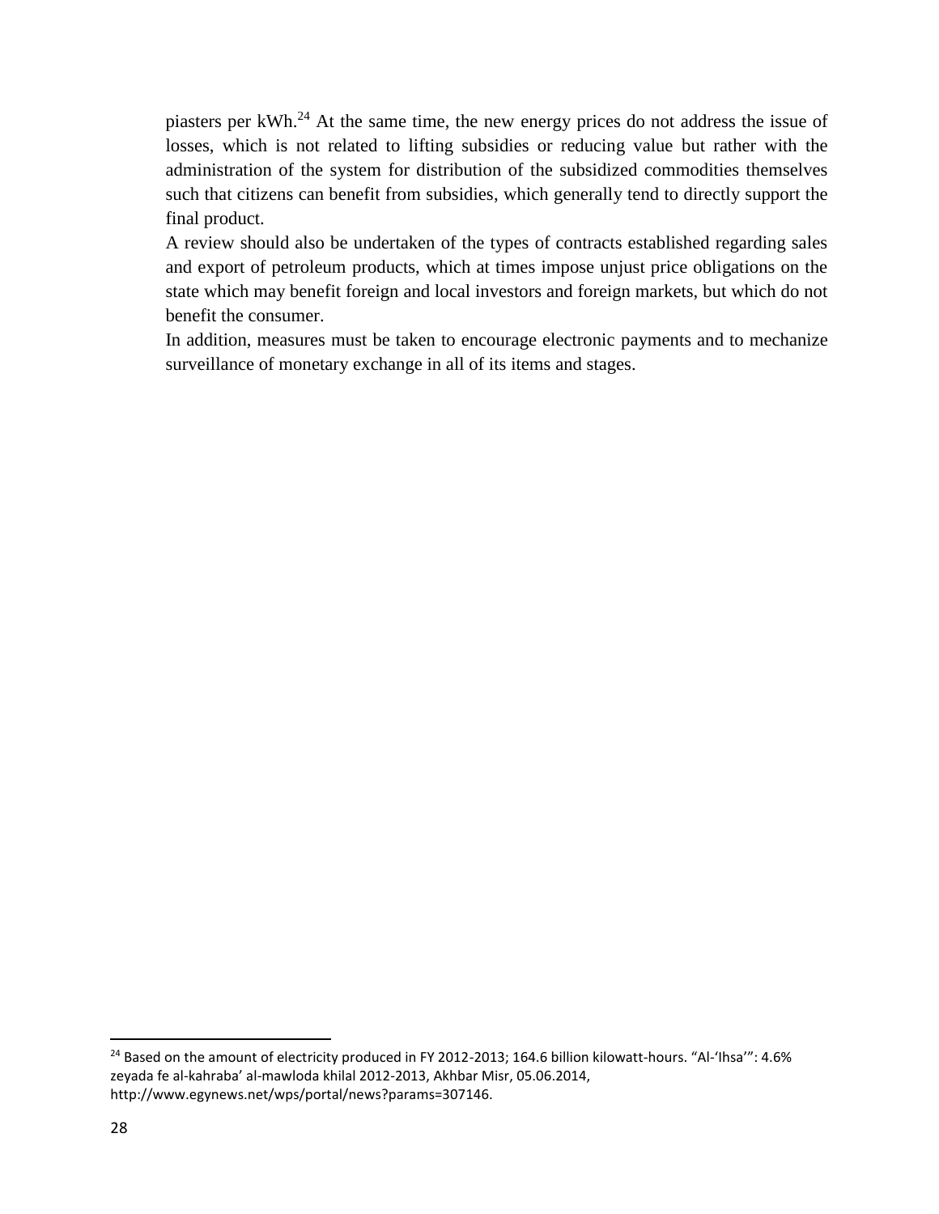piasters per kWh.[24] At the same time, the new energy prices do not address the issue of losses, which is not related to lifting subsidies or reducing value but rather with the administration of the system for distribution of the subsidized commodities themselves such that citizens can benefit from subsidies, which generally tend to directly support the final product.

A review should also be undertaken of the types of contracts established regarding sales and export of petroleum products, which at times impose unjust price obligations on the state which may benefit foreign and local investors and foreign markets, but which do not benefit the consumer.

In addition, measures must be taken to encourage electronic payments and to mechanize surveillance of monetary exchange in all of its items and stages.

[24] Based on the amount of electricity produced in FY 2012-2013; 164.6 billion kilowatt-hours. "Al-'Ihsa'": 4.6% zeyada fe al-kahraba' al-mawloda khilal 2012-2013, Akhbar Misr, 05.06.2014, http://www.egynews.net/wps/portal/news?params=307146.